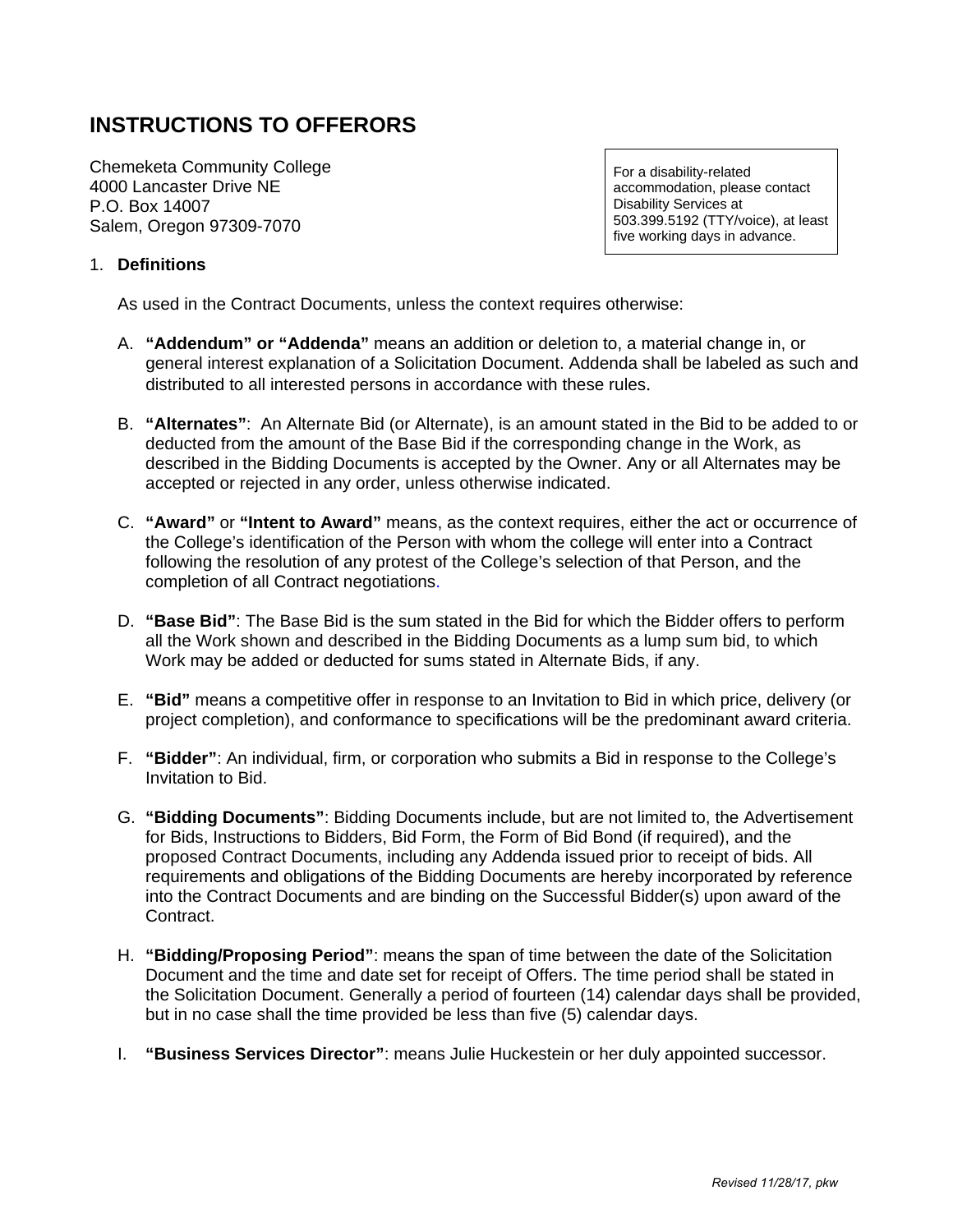# INSTRUCTIONS TO OFFERORS

Chemeketa Community College
4000 Lancaster Drive NE
P.O. Box 14007
Salem, Oregon 97309-7070

For a disability-related accommodation, please contact Disability Services at 503.399.5192 (TTY/voice), at least five working days in advance.

1. **Definitions**

   As used in the Contract Documents, unless the context requires otherwise:

   A. **"Addendum" or "Addenda"** means an addition or deletion to, a material change in, or general interest explanation of a Solicitation Document. Addenda shall be labeled as such and distributed to all interested persons in accordance with these rules.

   B. **"Alternates"**: An Alternate Bid (or Alternate), is an amount stated in the Bid to be added to or deducted from the amount of the Base Bid if the corresponding change in the Work, as described in the Bidding Documents is accepted by the Owner. Any or all Alternates may be accepted or rejected in any order, unless otherwise indicated.

   C. **"Award"** or **"Intent to Award"** means, as the context requires, either the act or occurrence of the College's identification of the Person with whom the college will enter into a Contract following the resolution of any protest of the College's selection of that Person, and the completion of all Contract negotiations.

   D. **"Base Bid"**: The Base Bid is the sum stated in the Bid for which the Bidder offers to perform all the Work shown and described in the Bidding Documents as a lump sum bid, to which Work may be added or deducted for sums stated in Alternate Bids, if any.

   E. **"Bid"** means a competitive offer in response to an Invitation to Bid in which price, delivery (or project completion), and conformance to specifications will be the predominant award criteria.

   F. **"Bidder"**: An individual, firm, or corporation who submits a Bid in response to the College's Invitation to Bid.

   G. **"Bidding Documents"**: Bidding Documents include, but are not limited to, the Advertisement for Bids, Instructions to Bidders, Bid Form, the Form of Bid Bond (if required), and the proposed Contract Documents, including any Addenda issued prior to receipt of bids. All requirements and obligations of the Bidding Documents are hereby incorporated by reference into the Contract Documents and are binding on the Successful Bidder(s) upon award of the Contract.

   H. **"Bidding/Proposing Period"**: means the span of time between the date of the Solicitation Document and the time and date set for receipt of Offers. The time period shall be stated in the Solicitation Document. Generally a period of fourteen (14) calendar days shall be provided, but in no case shall the time provided be less than five (5) calendar days.

   I. **"Business Services Director"**: means Julie Huckestein or her duly appointed successor.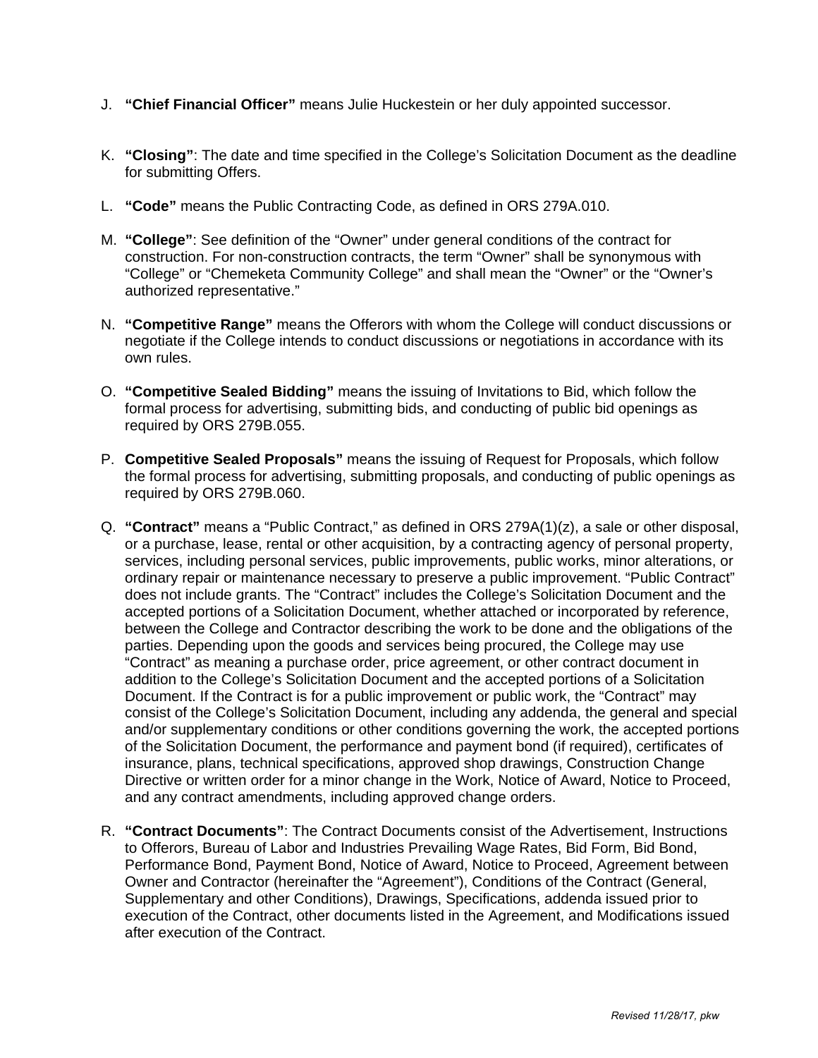J. **"Chief Financial Officer"** means Julie Huckestein or her duly appointed successor.

K. **"Closing"**: The date and time specified in the College's Solicitation Document as the deadline for submitting Offers.

L. **"Code"** means the Public Contracting Code, as defined in ORS 279A.010.

M. **"College"**: See definition of the "Owner" under general conditions of the contract for construction. For non-construction contracts, the term "Owner" shall be synonymous with "College" or "Chemeketa Community College" and shall mean the "Owner" or the "Owner's authorized representative."

N. **"Competitive Range"** means the Offerors with whom the College will conduct discussions or negotiate if the College intends to conduct discussions or negotiations in accordance with its own rules.

O. **"Competitive Sealed Bidding"** means the issuing of Invitations to Bid, which follow the formal process for advertising, submitting bids, and conducting of public bid openings as required by ORS 279B.055.

P. **Competitive Sealed Proposals"** means the issuing of Request for Proposals, which follow the formal process for advertising, submitting proposals, and conducting of public openings as required by ORS 279B.060.

Q. **"Contract"** means a "Public Contract," as defined in ORS 279A(1)(z), a sale or other disposal, or a purchase, lease, rental or other acquisition, by a contracting agency of personal property, services, including personal services, public improvements, public works, minor alterations, or ordinary repair or maintenance necessary to preserve a public improvement. "Public Contract" does not include grants. The "Contract" includes the College's Solicitation Document and the accepted portions of a Solicitation Document, whether attached or incorporated by reference, between the College and Contractor describing the work to be done and the obligations of the parties. Depending upon the goods and services being procured, the College may use "Contract" as meaning a purchase order, price agreement, or other contract document in addition to the College's Solicitation Document and the accepted portions of a Solicitation Document. If the Contract is for a public improvement or public work, the "Contract" may consist of the College's Solicitation Document, including any addenda, the general and special and/or supplementary conditions or other conditions governing the work, the accepted portions of the Solicitation Document, the performance and payment bond (if required), certificates of insurance, plans, technical specifications, approved shop drawings, Construction Change Directive or written order for a minor change in the Work, Notice of Award, Notice to Proceed, and any contract amendments, including approved change orders.

R. **"Contract Documents"**: The Contract Documents consist of the Advertisement, Instructions to Offerors, Bureau of Labor and Industries Prevailing Wage Rates, Bid Form, Bid Bond, Performance Bond, Payment Bond, Notice of Award, Notice to Proceed, Agreement between Owner and Contractor (hereinafter the "Agreement"), Conditions of the Contract (General, Supplementary and other Conditions), Drawings, Specifications, addenda issued prior to execution of the Contract, other documents listed in the Agreement, and Modifications issued after execution of the Contract.

*Revised 11/28/17, pkw*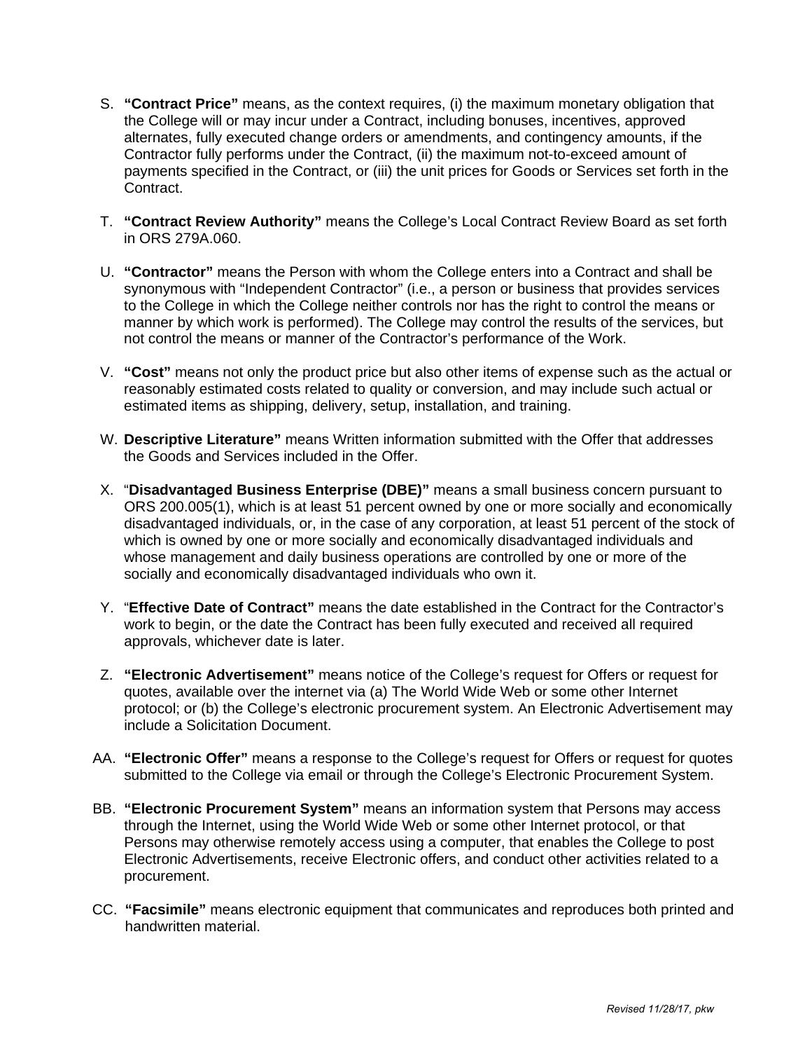S. **“Contract Price”** means, as the context requires, (i) the maximum monetary obligation that the College will or may incur under a Contract, including bonuses, incentives, approved alternates, fully executed change orders or amendments, and contingency amounts, if the Contractor fully performs under the Contract, (ii) the maximum not-to-exceed amount of payments specified in the Contract, or (iii) the unit prices for Goods or Services set forth in the Contract.

T. **“Contract Review Authority”** means the College’s Local Contract Review Board as set forth in ORS 279A.060.

U. **“Contractor”** means the Person with whom the College enters into a Contract and shall be synonymous with “Independent Contractor” (i.e., a person or business that provides services to the College in which the College neither controls nor has the right to control the means or manner by which work is performed). The College may control the results of the services, but not control the means or manner of the Contractor’s performance of the Work.

V. **“Cost”** means not only the product price but also other items of expense such as the actual or reasonably estimated costs related to quality or conversion, and may include such actual or estimated items as shipping, delivery, setup, installation, and training.

W. **Descriptive Literature”** means Written information submitted with the Offer that addresses the Goods and Services included in the Offer.

X. “**Disadvantaged Business Enterprise (DBE)”** means a small business concern pursuant to ORS 200.005(1), which is at least 51 percent owned by one or more socially and economically disadvantaged individuals, or, in the case of any corporation, at least 51 percent of the stock of which is owned by one or more socially and economically disadvantaged individuals and whose management and daily business operations are controlled by one or more of the socially and economically disadvantaged individuals who own it.

Y. “**Effective Date of Contract”** means the date established in the Contract for the Contractor’s work to begin, or the date the Contract has been fully executed and received all required approvals, whichever date is later.

Z. **“Electronic Advertisement”** means notice of the College’s request for Offers or request for quotes, available over the internet via (a) The World Wide Web or some other Internet protocol; or (b) the College’s electronic procurement system. An Electronic Advertisement may include a Solicitation Document.

AA. **“Electronic Offer”** means a response to the College’s request for Offers or request for quotes submitted to the College via email or through the College’s Electronic Procurement System.

BB. **“Electronic Procurement System”** means an information system that Persons may access through the Internet, using the World Wide Web or some other Internet protocol, or that Persons may otherwise remotely access using a computer, that enables the College to post Electronic Advertisements, receive Electronic offers, and conduct other activities related to a procurement.

CC. **“Facsimile”** means electronic equipment that communicates and reproduces both printed and handwritten material.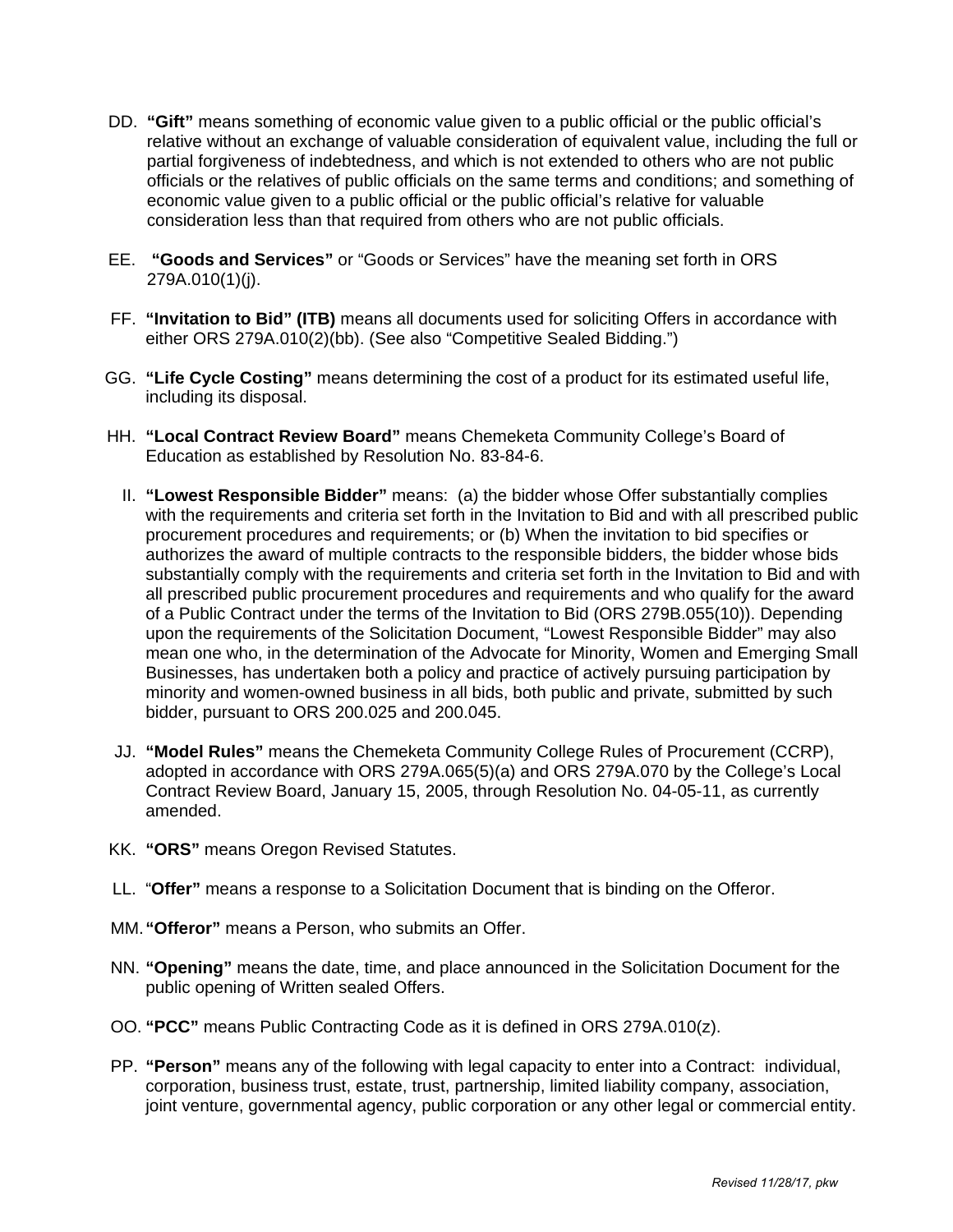DD. **"Gift"** means something of economic value given to a public official or the public official's relative without an exchange of valuable consideration of equivalent value, including the full or partial forgiveness of indebtedness, and which is not extended to others who are not public officials or the relatives of public officials on the same terms and conditions; and something of economic value given to a public official or the public official's relative for valuable consideration less than that required from others who are not public officials.

EE. **"Goods and Services"** or "Goods or Services" have the meaning set forth in ORS 279A.010(1)(j).

FF. **"Invitation to Bid" (ITB)** means all documents used for soliciting Offers in accordance with either ORS 279A.010(2)(bb). (See also "Competitive Sealed Bidding.")

GG. **"Life Cycle Costing"** means determining the cost of a product for its estimated useful life, including its disposal.

HH. **"Local Contract Review Board"** means Chemeketa Community College's Board of Education as established by Resolution No. 83-84-6.

II. **"Lowest Responsible Bidder"** means: (a) the bidder whose Offer substantially complies with the requirements and criteria set forth in the Invitation to Bid and with all prescribed public procurement procedures and requirements; or (b) When the invitation to bid specifies or authorizes the award of multiple contracts to the responsible bidders, the bidder whose bids substantially comply with the requirements and criteria set forth in the Invitation to Bid and with all prescribed public procurement procedures and requirements and who qualify for the award of a Public Contract under the terms of the Invitation to Bid (ORS 279B.055(10)). Depending upon the requirements of the Solicitation Document, "Lowest Responsible Bidder" may also mean one who, in the determination of the Advocate for Minority, Women and Emerging Small Businesses, has undertaken both a policy and practice of actively pursuing participation by minority and women-owned business in all bids, both public and private, submitted by such bidder, pursuant to ORS 200.025 and 200.045.

JJ. **"Model Rules"** means the Chemeketa Community College Rules of Procurement (CCRP), adopted in accordance with ORS 279A.065(5)(a) and ORS 279A.070 by the College's Local Contract Review Board, January 15, 2005, through Resolution No. 04-05-11, as currently amended.

KK. **"ORS"** means Oregon Revised Statutes.

LL. **"Offer"** means a response to a Solicitation Document that is binding on the Offeror.

MM. **"Offeror"** means a Person, who submits an Offer.

NN. **"Opening"** means the date, time, and place announced in the Solicitation Document for the public opening of Written sealed Offers.

OO. **"PCC"** means Public Contracting Code as it is defined in ORS 279A.010(z).

PP. **"Person"** means any of the following with legal capacity to enter into a Contract: individual, corporation, business trust, estate, trust, partnership, limited liability company, association, joint venture, governmental agency, public corporation or any other legal or commercial entity.

*Revised 11/28/17, pkw*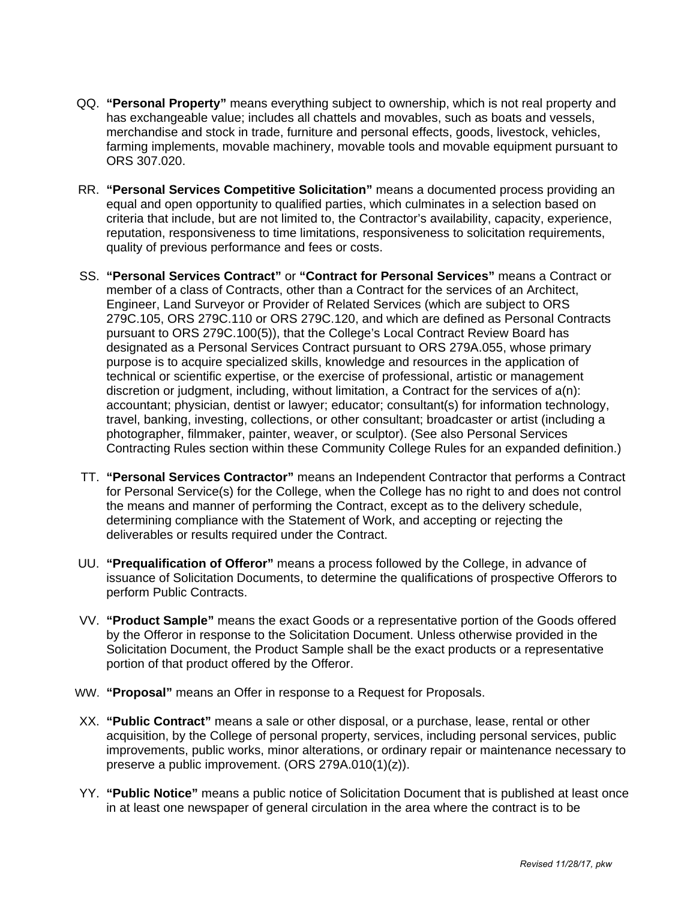QQ. **"Personal Property"** means everything subject to ownership, which is not real property and has exchangeable value; includes all chattels and movables, such as boats and vessels, merchandise and stock in trade, furniture and personal effects, goods, livestock, vehicles, farming implements, movable machinery, movable tools and movable equipment pursuant to ORS 307.020.

RR. **"Personal Services Competitive Solicitation"** means a documented process providing an equal and open opportunity to qualified parties, which culminates in a selection based on criteria that include, but are not limited to, the Contractor's availability, capacity, experience, reputation, responsiveness to time limitations, responsiveness to solicitation requirements, quality of previous performance and fees or costs.

SS. **"Personal Services Contract"** or **"Contract for Personal Services"** means a Contract or member of a class of Contracts, other than a Contract for the services of an Architect, Engineer, Land Surveyor or Provider of Related Services (which are subject to ORS 279C.105, ORS 279C.110 or ORS 279C.120, and which are defined as Personal Contracts pursuant to ORS 279C.100(5)), that the College's Local Contract Review Board has designated as a Personal Services Contract pursuant to ORS 279A.055, whose primary purpose is to acquire specialized skills, knowledge and resources in the application of technical or scientific expertise, or the exercise of professional, artistic or management discretion or judgment, including, without limitation, a Contract for the services of a(n): accountant; physician, dentist or lawyer; educator; consultant(s) for information technology, travel, banking, investing, collections, or other consultant; broadcaster or artist (including a photographer, filmmaker, painter, weaver, or sculptor). (See also Personal Services Contracting Rules section within these Community College Rules for an expanded definition.)

TT. **"Personal Services Contractor"** means an Independent Contractor that performs a Contract for Personal Service(s) for the College, when the College has no right to and does not control the means and manner of performing the Contract, except as to the delivery schedule, determining compliance with the Statement of Work, and accepting or rejecting the deliverables or results required under the Contract.

UU. **"Prequalification of Offeror"** means a process followed by the College, in advance of issuance of Solicitation Documents, to determine the qualifications of prospective Offerors to perform Public Contracts.

VV. **"Product Sample"** means the exact Goods or a representative portion of the Goods offered by the Offeror in response to the Solicitation Document. Unless otherwise provided in the Solicitation Document, the Product Sample shall be the exact products or a representative portion of that product offered by the Offeror.

WW. **"Proposal"** means an Offer in response to a Request for Proposals.

XX. **"Public Contract"** means a sale or other disposal, or a purchase, lease, rental or other acquisition, by the College of personal property, services, including personal services, public improvements, public works, minor alterations, or ordinary repair or maintenance necessary to preserve a public improvement. (ORS 279A.010(1)(z)).

YY. **"Public Notice"** means a public notice of Solicitation Document that is published at least once in at least one newspaper of general circulation in the area where the contract is to be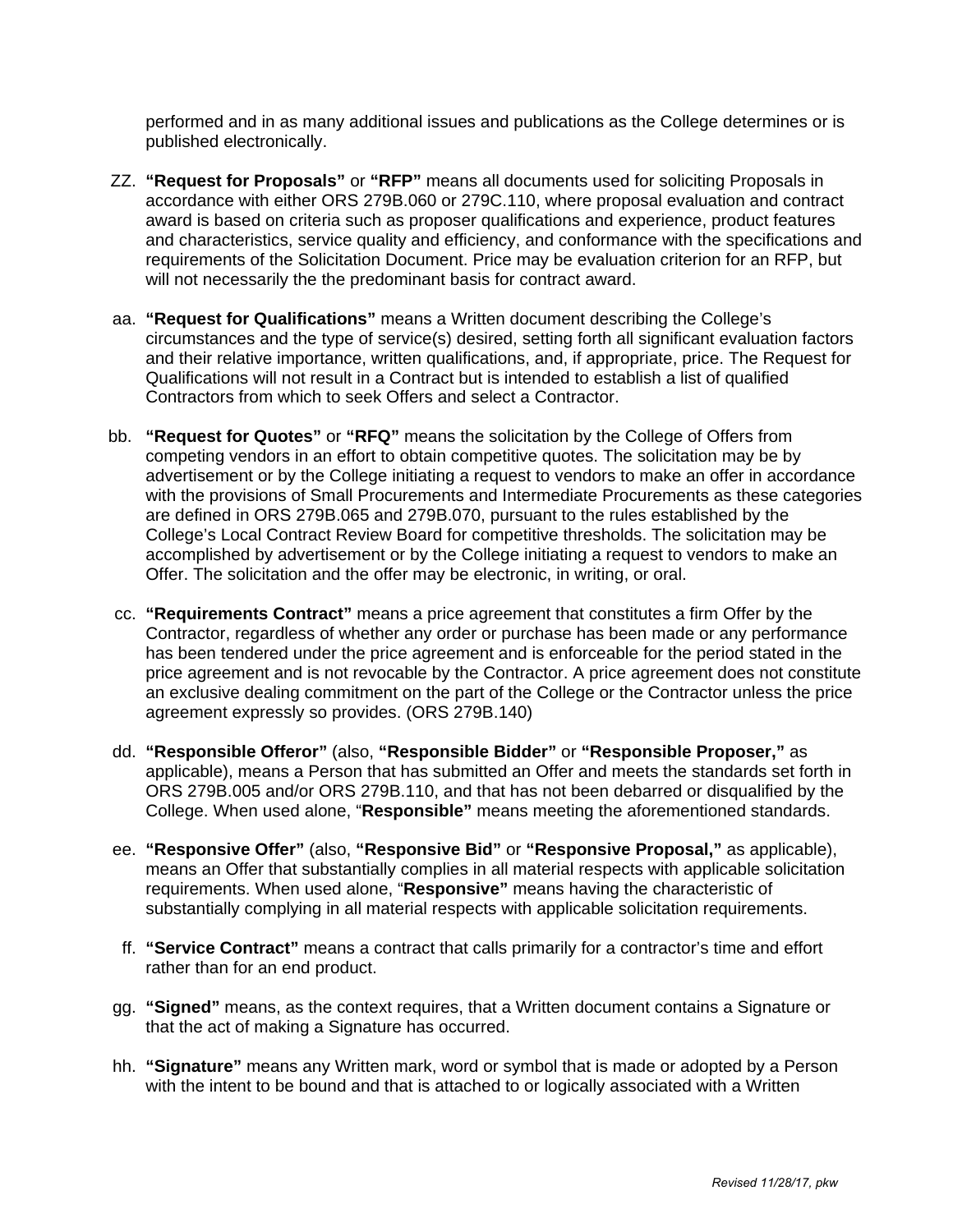performed and in as many additional issues and publications as the College determines or is published electronically.

ZZ. **“Request for Proposals”** or **“RFP”** means all documents used for soliciting Proposals in accordance with either ORS 279B.060 or 279C.110, where proposal evaluation and contract award is based on criteria such as proposer qualifications and experience, product features and characteristics, service quality and efficiency, and conformance with the specifications and requirements of the Solicitation Document. Price may be evaluation criterion for an RFP, but will not necessarily the the predominant basis for contract award.

aa. **“Request for Qualifications”** means a Written document describing the College’s circumstances and the type of service(s) desired, setting forth all significant evaluation factors and their relative importance, written qualifications, and, if appropriate, price. The Request for Qualifications will not result in a Contract but is intended to establish a list of qualified Contractors from which to seek Offers and select a Contractor.

bb. **“Request for Quotes”** or **“RFQ”** means the solicitation by the College of Offers from competing vendors in an effort to obtain competitive quotes. The solicitation may be by advertisement or by the College initiating a request to vendors to make an offer in accordance with the provisions of Small Procurements and Intermediate Procurements as these categories are defined in ORS 279B.065 and 279B.070, pursuant to the rules established by the College’s Local Contract Review Board for competitive thresholds. The solicitation may be accomplished by advertisement or by the College initiating a request to vendors to make an Offer. The solicitation and the offer may be electronic, in writing, or oral.

cc. **“Requirements Contract”** means a price agreement that constitutes a firm Offer by the Contractor, regardless of whether any order or purchase has been made or any performance has been tendered under the price agreement and is enforceable for the period stated in the price agreement and is not revocable by the Contractor. A price agreement does not constitute an exclusive dealing commitment on the part of the College or the Contractor unless the price agreement expressly so provides. (ORS 279B.140)

dd. **“Responsible Offeror”** (also, **“Responsible Bidder”** or **“Responsible Proposer,”** as applicable), means a Person that has submitted an Offer and meets the standards set forth in ORS 279B.005 and/or ORS 279B.110, and that has not been debarred or disqualified by the College. When used alone, “**Responsible”** means meeting the aforementioned standards.

ee. **“Responsive Offer”** (also, **“Responsive Bid”** or **“Responsive Proposal,”** as applicable), means an Offer that substantially complies in all material respects with applicable solicitation requirements. When used alone, “**Responsive”** means having the characteristic of substantially complying in all material respects with applicable solicitation requirements.

ff. **“Service Contract”** means a contract that calls primarily for a contractor’s time and effort rather than for an end product.

gg. **“Signed”** means, as the context requires, that a Written document contains a Signature or that the act of making a Signature has occurred.

hh. **“Signature”** means any Written mark, word or symbol that is made or adopted by a Person with the intent to be bound and that is attached to or logically associated with a Written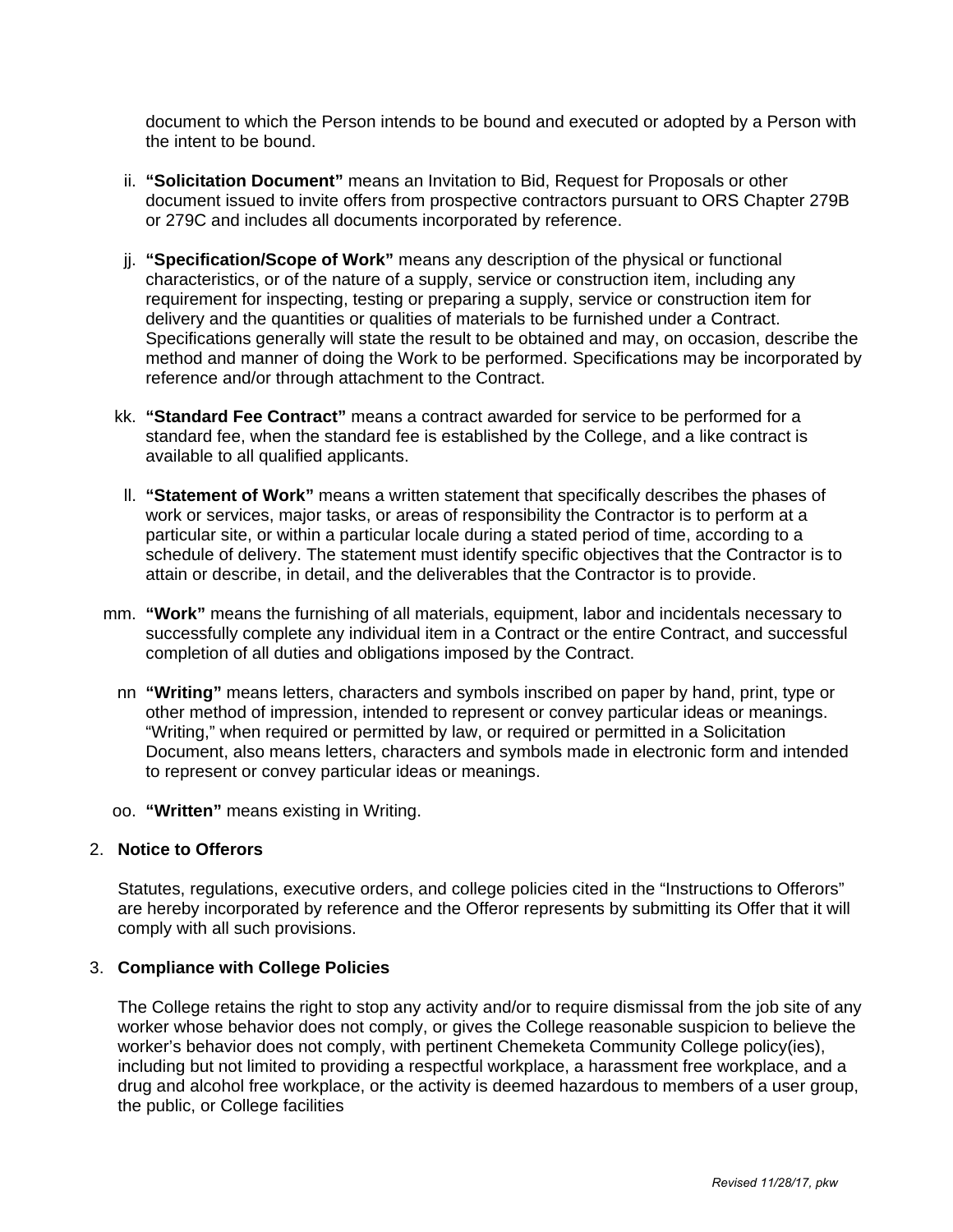document to which the Person intends to be bound and executed or adopted by a Person with the intent to be bound.

ii. **"Solicitation Document"** means an Invitation to Bid, Request for Proposals or other document issued to invite offers from prospective contractors pursuant to ORS Chapter 279B or 279C and includes all documents incorporated by reference.

jj. **"Specification/Scope of Work"** means any description of the physical or functional characteristics, or of the nature of a supply, service or construction item, including any requirement for inspecting, testing or preparing a supply, service or construction item for delivery and the quantities or qualities of materials to be furnished under a Contract. Specifications generally will state the result to be obtained and may, on occasion, describe the method and manner of doing the Work to be performed. Specifications may be incorporated by reference and/or through attachment to the Contract.

kk. **"Standard Fee Contract"** means a contract awarded for service to be performed for a standard fee, when the standard fee is established by the College, and a like contract is available to all qualified applicants.

ll. **"Statement of Work"** means a written statement that specifically describes the phases of work or services, major tasks, or areas of responsibility the Contractor is to perform at a particular site, or within a particular locale during a stated period of time, according to a schedule of delivery. The statement must identify specific objectives that the Contractor is to attain or describe, in detail, and the deliverables that the Contractor is to provide.

mm. **"Work"** means the furnishing of all materials, equipment, labor and incidentals necessary to successfully complete any individual item in a Contract or the entire Contract, and successful completion of all duties and obligations imposed by the Contract.

nn **"Writing"** means letters, characters and symbols inscribed on paper by hand, print, type or other method of impression, intended to represent or convey particular ideas or meanings. "Writing," when required or permitted by law, or required or permitted in a Solicitation Document, also means letters, characters and symbols made in electronic form and intended to represent or convey particular ideas or meanings.

oo. **"Written"** means existing in Writing.

2. **Notice to Offerors**

Statutes, regulations, executive orders, and college policies cited in the "Instructions to Offerors" are hereby incorporated by reference and the Offeror represents by submitting its Offer that it will comply with all such provisions.

3. **Compliance with College Policies**

The College retains the right to stop any activity and/or to require dismissal from the job site of any worker whose behavior does not comply, or gives the College reasonable suspicion to believe the worker's behavior does not comply, with pertinent Chemeketa Community College policy(ies), including but not limited to providing a respectful workplace, a harassment free workplace, and a drug and alcohol free workplace, or the activity is deemed hazardous to members of a user group, the public, or College facilities

*Revised 11/28/17, pkw*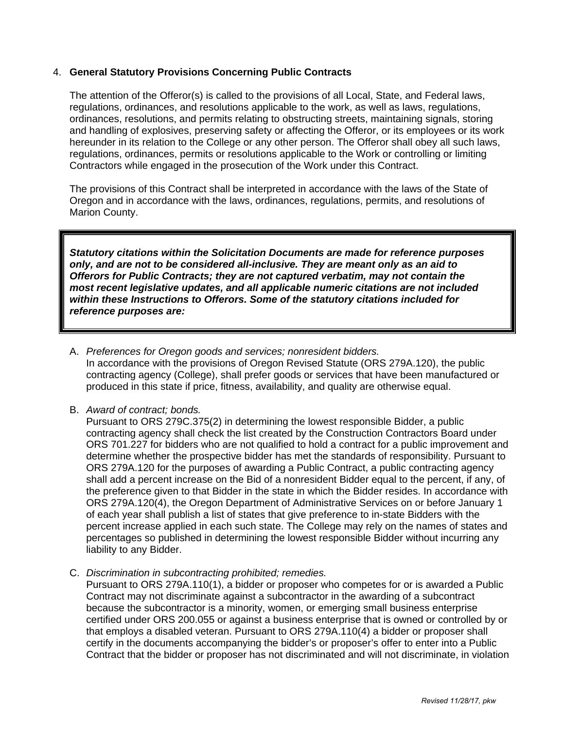4. **General Statutory Provisions Concerning Public Contracts**

The attention of the Offeror(s) is called to the provisions of all Local, State, and Federal laws, regulations, ordinances, and resolutions applicable to the work, as well as laws, regulations, ordinances, resolutions, and permits relating to obstructing streets, maintaining signals, storing and handling of explosives, preserving safety or affecting the Offeror, or its employees or its work hereunder in its relation to the College or any other person. The Offeror shall obey all such laws, regulations, ordinances, permits or resolutions applicable to the Work or controlling or limiting Contractors while engaged in the prosecution of the Work under this Contract.

The provisions of this Contract shall be interpreted in accordance with the laws of the State of Oregon and in accordance with the laws, ordinances, regulations, permits, and resolutions of Marion County.

***Statutory citations within the Solicitation Documents are made for reference purposes only, and are not to be considered all-inclusive. They are meant only as an aid to Offerors for Public Contracts; they are not captured verbatim, may not contain the most recent legislative updates, and all applicable numeric citations are not included within these Instructions to Offerors. Some of the statutory citations included for reference purposes are:***

A. *Preferences for Oregon goods and services; nonresident bidders.*
In accordance with the provisions of Oregon Revised Statute (ORS 279A.120), the public contracting agency (College), shall prefer goods or services that have been manufactured or produced in this state if price, fitness, availability, and quality are otherwise equal.

B. *Award of contract; bonds.*
Pursuant to ORS 279C.375(2) in determining the lowest responsible Bidder, a public contracting agency shall check the list created by the Construction Contractors Board under ORS 701.227 for bidders who are not qualified to hold a contract for a public improvement and determine whether the prospective bidder has met the standards of responsibility. Pursuant to ORS 279A.120 for the purposes of awarding a Public Contract, a public contracting agency shall add a percent increase on the Bid of a nonresident Bidder equal to the percent, if any, of the preference given to that Bidder in the state in which the Bidder resides. In accordance with ORS 279A.120(4), the Oregon Department of Administrative Services on or before January 1 of each year shall publish a list of states that give preference to in-state Bidders with the percent increase applied in each such state. The College may rely on the names of states and percentages so published in determining the lowest responsible Bidder without incurring any liability to any Bidder.

C. *Discrimination in subcontracting prohibited; remedies.*
Pursuant to ORS 279A.110(1), a bidder or proposer who competes for or is awarded a Public Contract may not discriminate against a subcontractor in the awarding of a subcontract because the subcontractor is a minority, women, or emerging small business enterprise certified under ORS 200.055 or against a business enterprise that is owned or controlled by or that employs a disabled veteran. Pursuant to ORS 279A.110(4) a bidder or proposer shall certify in the documents accompanying the bidder's or proposer's offer to enter into a Public Contract that the bidder or proposer has not discriminated and will not discriminate, in violation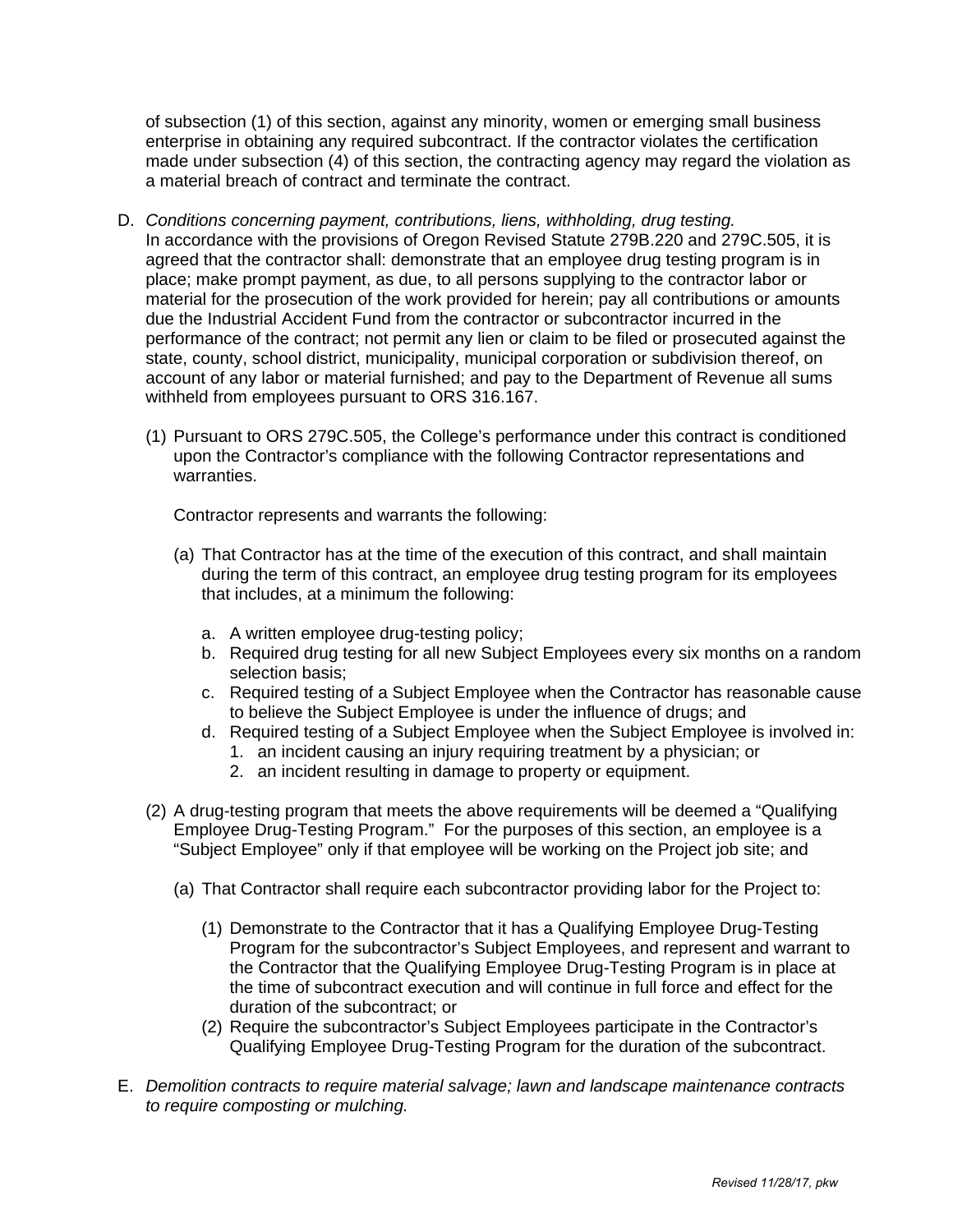of subsection (1) of this section, against any minority, women or emerging small business enterprise in obtaining any required subcontract. If the contractor violates the certification made under subsection (4) of this section, the contracting agency may regard the violation as a material breach of contract and terminate the contract.

D. *Conditions concerning payment, contributions, liens, withholding, drug testing.* In accordance with the provisions of Oregon Revised Statute 279B.220 and 279C.505, it is agreed that the contractor shall: demonstrate that an employee drug testing program is in place; make prompt payment, as due, to all persons supplying to the contractor labor or material for the prosecution of the work provided for herein; pay all contributions or amounts due the Industrial Accident Fund from the contractor or subcontractor incurred in the performance of the contract; not permit any lien or claim to be filed or prosecuted against the state, county, school district, municipality, municipal corporation or subdivision thereof, on account of any labor or material furnished; and pay to the Department of Revenue all sums withheld from employees pursuant to ORS 316.167.

   (1) Pursuant to ORS 279C.505, the College's performance under this contract is conditioned upon the Contractor's compliance with the following Contractor representations and warranties.

      Contractor represents and warrants the following:

      (a) That Contractor has at the time of the execution of this contract, and shall maintain during the term of this contract, an employee drug testing program for its employees that includes, at a minimum the following:

         a. A written employee drug-testing policy;
         b. Required drug testing for all new Subject Employees every six months on a random selection basis;
         c. Required testing of a Subject Employee when the Contractor has reasonable cause to believe the Subject Employee is under the influence of drugs; and
         d. Required testing of a Subject Employee when the Subject Employee is involved in:
            1. an incident causing an injury requiring treatment by a physician; or
            2. an incident resulting in damage to property or equipment.

   (2) A drug-testing program that meets the above requirements will be deemed a "Qualifying Employee Drug-Testing Program." For the purposes of this section, an employee is a "Subject Employee" only if that employee will be working on the Project job site; and

      (a) That Contractor shall require each subcontractor providing labor for the Project to:

         (1) Demonstrate to the Contractor that it has a Qualifying Employee Drug-Testing Program for the subcontractor's Subject Employees, and represent and warrant to the Contractor that the Qualifying Employee Drug-Testing Program is in place at the time of subcontract execution and will continue in full force and effect for the duration of the subcontract; or
         (2) Require the subcontractor's Subject Employees participate in the Contractor's Qualifying Employee Drug-Testing Program for the duration of the subcontract.

E. *Demolition contracts to require material salvage; lawn and landscape maintenance contracts to require composting or mulching.*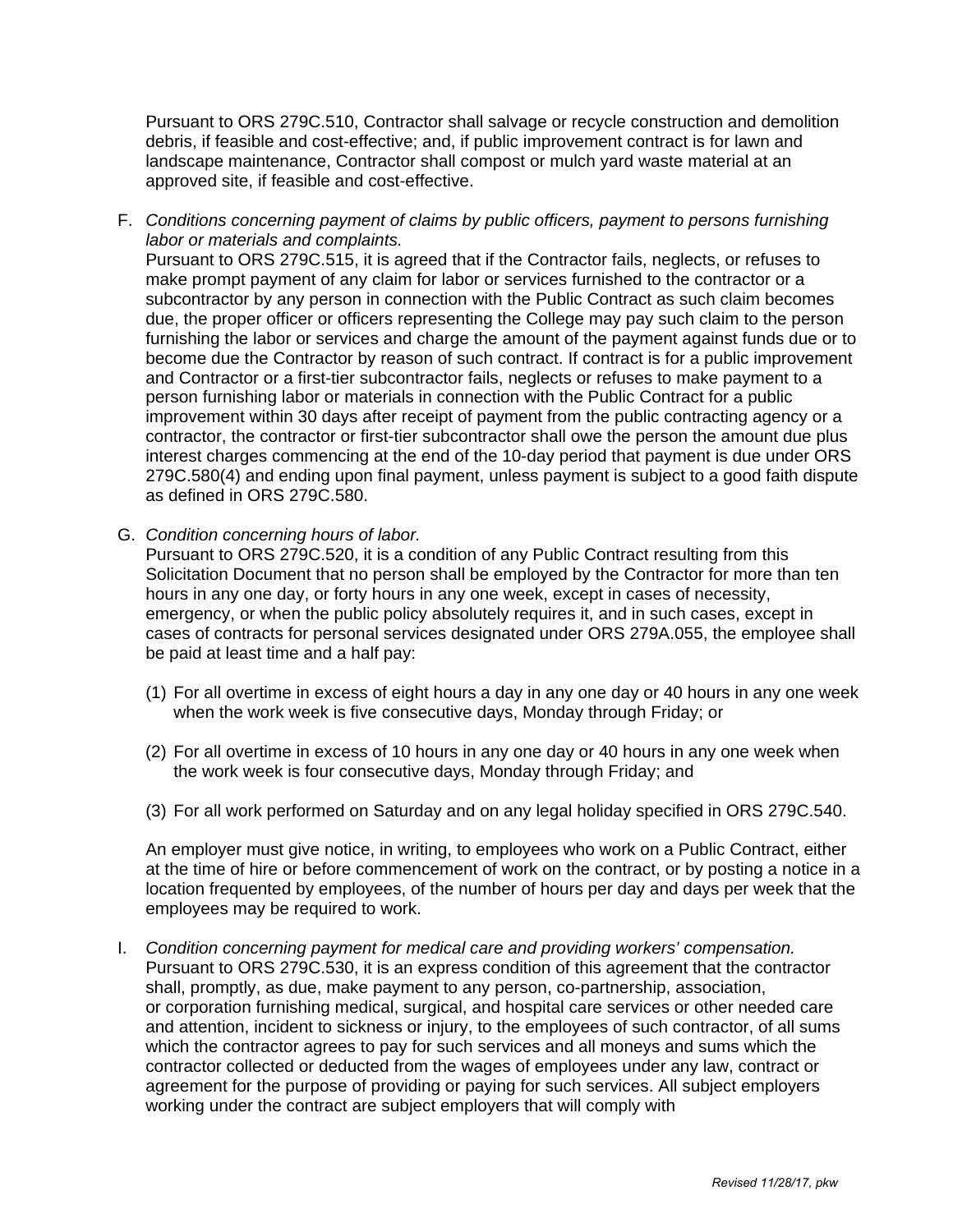Pursuant to ORS 279C.510, Contractor shall salvage or recycle construction and demolition debris, if feasible and cost-effective; and, if public improvement contract is for lawn and landscape maintenance, Contractor shall compost or mulch yard waste material at an approved site, if feasible and cost-effective.

F. *Conditions concerning payment of claims by public officers, payment to persons furnishing labor or materials and complaints.*
Pursuant to ORS 279C.515, it is agreed that if the Contractor fails, neglects, or refuses to make prompt payment of any claim for labor or services furnished to the contractor or a subcontractor by any person in connection with the Public Contract as such claim becomes due, the proper officer or officers representing the College may pay such claim to the person furnishing the labor or services and charge the amount of the payment against funds due or to become due the Contractor by reason of such contract. If contract is for a public improvement and Contractor or a first-tier subcontractor fails, neglects or refuses to make payment to a person furnishing labor or materials in connection with the Public Contract for a public improvement within 30 days after receipt of payment from the public contracting agency or a contractor, the contractor or first-tier subcontractor shall owe the person the amount due plus interest charges commencing at the end of the 10-day period that payment is due under ORS 279C.580(4) and ending upon final payment, unless payment is subject to a good faith dispute as defined in ORS 279C.580.

G. *Condition concerning hours of labor.*
Pursuant to ORS 279C.520, it is a condition of any Public Contract resulting from this Solicitation Document that no person shall be employed by the Contractor for more than ten hours in any one day, or forty hours in any one week, except in cases of necessity, emergency, or when the public policy absolutely requires it, and in such cases, except in cases of contracts for personal services designated under ORS 279A.055, the employee shall be paid at least time and a half pay:

   (1) For all overtime in excess of eight hours a day in any one day or 40 hours in any one week when the work week is five consecutive days, Monday through Friday; or

   (2) For all overtime in excess of 10 hours in any one day or 40 hours in any one week when the work week is four consecutive days, Monday through Friday; and

   (3) For all work performed on Saturday and on any legal holiday specified in ORS 279C.540.

   An employer must give notice, in writing, to employees who work on a Public Contract, either at the time of hire or before commencement of work on the contract, or by posting a notice in a location frequented by employees, of the number of hours per day and days per week that the employees may be required to work.

I. *Condition concerning payment for medical care and providing workers' compensation.*
Pursuant to ORS 279C.530, it is an express condition of this agreement that the contractor shall, promptly, as due, make payment to any person, co-partnership, association, or corporation furnishing medical, surgical, and hospital care services or other needed care and attention, incident to sickness or injury, to the employees of such contractor, of all sums which the contractor agrees to pay for such services and all moneys and sums which the contractor collected or deducted from the wages of employees under any law, contract or agreement for the purpose of providing or paying for such services. All subject employers working under the contract are subject employers that will comply with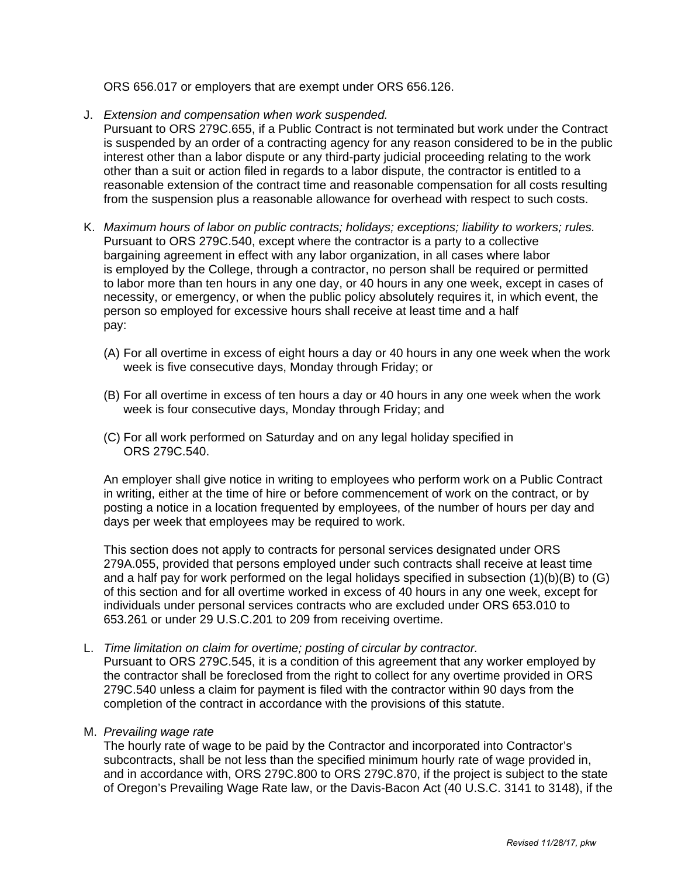ORS 656.017 or employers that are exempt under ORS 656.126.

J. *Extension and compensation when work suspended.*
   Pursuant to ORS 279C.655, if a Public Contract is not terminated but work under the Contract is suspended by an order of a contracting agency for any reason considered to be in the public interest other than a labor dispute or any third-party judicial proceeding relating to the work other than a suit or action filed in regards to a labor dispute, the contractor is entitled to a reasonable extension of the contract time and reasonable compensation for all costs resulting from the suspension plus a reasonable allowance for overhead with respect to such costs.

K. *Maximum hours of labor on public contracts; holidays; exceptions; liability to workers; rules.*
   Pursuant to ORS 279C.540, except where the contractor is a party to a collective bargaining agreement in effect with any labor organization, in all cases where labor is employed by the College, through a contractor, no person shall be required or permitted to labor more than ten hours in any one day, or 40 hours in any one week, except in cases of necessity, or emergency, or when the public policy absolutely requires it, in which event, the person so employed for excessive hours shall receive at least time and a half pay:

   (A) For all overtime in excess of eight hours a day or 40 hours in any one week when the work week is five consecutive days, Monday through Friday; or

   (B) For all overtime in excess of ten hours a day or 40 hours in any one week when the work week is four consecutive days, Monday through Friday; and

   (C) For all work performed on Saturday and on any legal holiday specified in ORS 279C.540.

   An employer shall give notice in writing to employees who perform work on a Public Contract in writing, either at the time of hire or before commencement of work on the contract, or by posting a notice in a location frequented by employees, of the number of hours per day and days per week that employees may be required to work.

   This section does not apply to contracts for personal services designated under ORS 279A.055, provided that persons employed under such contracts shall receive at least time and a half pay for work performed on the legal holidays specified in subsection (1)(b)(B) to (G) of this section and for all overtime worked in excess of 40 hours in any one week, except for individuals under personal services contracts who are excluded under ORS 653.010 to 653.261 or under 29 U.S.C.201 to 209 from receiving overtime.

L. *Time limitation on claim for overtime; posting of circular by contractor.*
   Pursuant to ORS 279C.545, it is a condition of this agreement that any worker employed by the contractor shall be foreclosed from the right to collect for any overtime provided in ORS 279C.540 unless a claim for payment is filed with the contractor within 90 days from the completion of the contract in accordance with the provisions of this statute.

M. *Prevailing wage rate*
   The hourly rate of wage to be paid by the Contractor and incorporated into Contractor's subcontracts, shall be not less than the specified minimum hourly rate of wage provided in, and in accordance with, ORS 279C.800 to ORS 279C.870, if the project is subject to the state of Oregon's Prevailing Wage Rate law, or the Davis-Bacon Act (40 U.S.C. 3141 to 3148), if the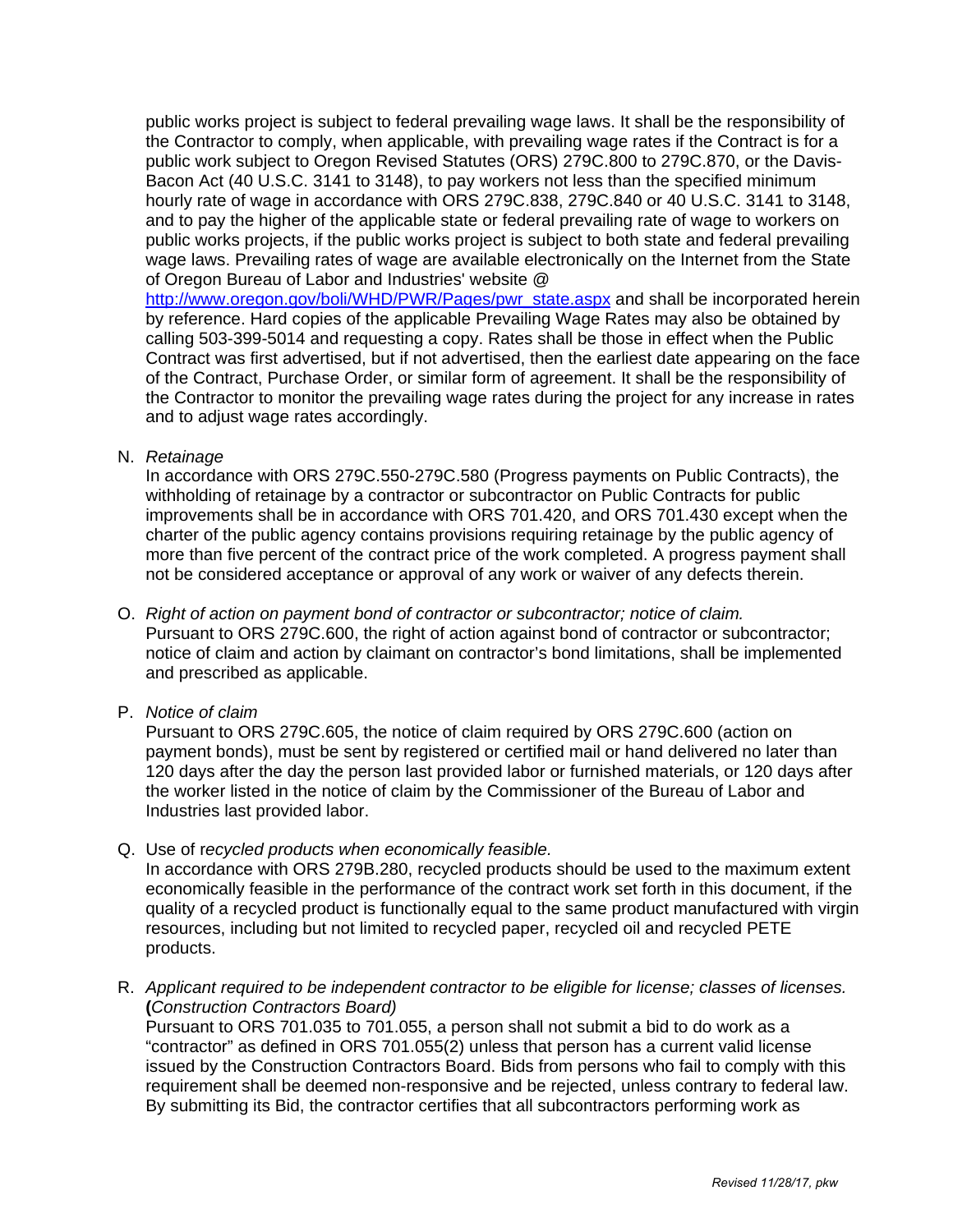public works project is subject to federal prevailing wage laws. It shall be the responsibility of the Contractor to comply, when applicable, with prevailing wage rates if the Contract is for a public work subject to Oregon Revised Statutes (ORS) 279C.800 to 279C.870, or the Davis-Bacon Act (40 U.S.C. 3141 to 3148), to pay workers not less than the specified minimum hourly rate of wage in accordance with ORS 279C.838, 279C.840 or 40 U.S.C. 3141 to 3148, and to pay the higher of the applicable state or federal prevailing rate of wage to workers on public works projects, if the public works project is subject to both state and federal prevailing wage laws. Prevailing rates of wage are available electronically on the Internet from the State of Oregon Bureau of Labor and Industries' website @ [http://www.oregon.gov/boli/WHD/PWR/Pages/pwr_state.aspx](http://www.oregon.gov/boli/WHD/PWR/Pages/pwr_state.aspx) and shall be incorporated herein by reference. Hard copies of the applicable Prevailing Wage Rates may also be obtained by calling 503-399-5014 and requesting a copy. Rates shall be those in effect when the Public Contract was first advertised, but if not advertised, then the earliest date appearing on the face of the Contract, Purchase Order, or similar form of agreement. It shall be the responsibility of the Contractor to monitor the prevailing wage rates during the project for any increase in rates and to adjust wage rates accordingly.

N. *Retainage*
In accordance with ORS 279C.550-279C.580 (Progress payments on Public Contracts), the withholding of retainage by a contractor or subcontractor on Public Contracts for public improvements shall be in accordance with ORS 701.420, and ORS 701.430 except when the charter of the public agency contains provisions requiring retainage by the public agency of more than five percent of the contract price of the work completed. A progress payment shall not be considered acceptance or approval of any work or waiver of any defects therein.

O. *Right of action on payment bond of contractor or subcontractor; notice of claim.*
Pursuant to ORS 279C.600, the right of action against bond of contractor or subcontractor; notice of claim and action by claimant on contractor's bond limitations, shall be implemented and prescribed as applicable.

P. *Notice of claim*
Pursuant to ORS 279C.605, the notice of claim required by ORS 279C.600 (action on payment bonds), must be sent by registered or certified mail or hand delivered no later than 120 days after the day the person last provided labor or furnished materials, or 120 days after the worker listed in the notice of claim by the Commissioner of the Bureau of Labor and Industries last provided labor.

Q. Use of r*ecycled products when economically feasible.*
In accordance with ORS 279B.280, recycled products should be used to the maximum extent economically feasible in the performance of the contract work set forth in this document, if the quality of a recycled product is functionally equal to the same product manufactured with virgin resources, including but not limited to recycled paper, recycled oil and recycled PETE products.

R. *Applicant required to be independent contractor to be eligible for license; classes of licenses.* **(***Construction Contractors Board)*
Pursuant to ORS 701.035 to 701.055, a person shall not submit a bid to do work as a "contractor" as defined in ORS 701.055(2) unless that person has a current valid license issued by the Construction Contractors Board. Bids from persons who fail to comply with this requirement shall be deemed non-responsive and be rejected, unless contrary to federal law. By submitting its Bid, the contractor certifies that all subcontractors performing work as

*Revised 11/28/17, pkw*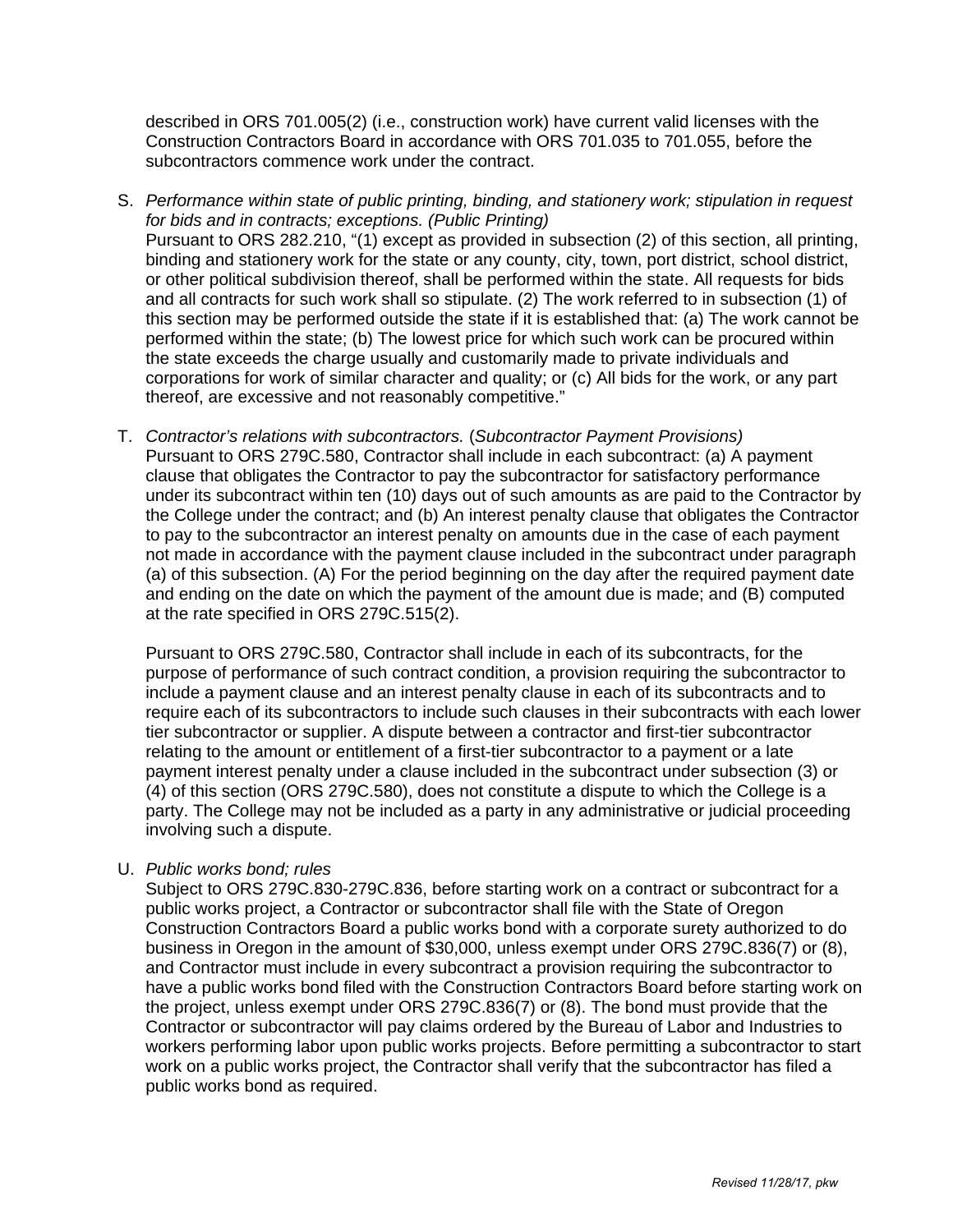described in ORS 701.005(2) (i.e., construction work) have current valid licenses with the Construction Contractors Board in accordance with ORS 701.035 to 701.055, before the subcontractors commence work under the contract.

S. *Performance within state of public printing, binding, and stationery work; stipulation in request for bids and in contracts; exceptions. (Public Printing)*
Pursuant to ORS 282.210, "(1) except as provided in subsection (2) of this section, all printing, binding and stationery work for the state or any county, city, town, port district, school district, or other political subdivision thereof, shall be performed within the state. All requests for bids and all contracts for such work shall so stipulate. (2) The work referred to in subsection (1) of this section may be performed outside the state if it is established that: (a) The work cannot be performed within the state; (b) The lowest price for which such work can be procured within the state exceeds the charge usually and customarily made to private individuals and corporations for work of similar character and quality; or (c) All bids for the work, or any part thereof, are excessive and not reasonably competitive."

T. *Contractor's relations with subcontractors.* (*Subcontractor Payment Provisions)*
Pursuant to ORS 279C.580, Contractor shall include in each subcontract: (a) A payment clause that obligates the Contractor to pay the subcontractor for satisfactory performance under its subcontract within ten (10) days out of such amounts as are paid to the Contractor by the College under the contract; and (b) An interest penalty clause that obligates the Contractor to pay to the subcontractor an interest penalty on amounts due in the case of each payment not made in accordance with the payment clause included in the subcontract under paragraph (a) of this subsection. (A) For the period beginning on the day after the required payment date and ending on the date on which the payment of the amount due is made; and (B) computed at the rate specified in ORS 279C.515(2).

Pursuant to ORS 279C.580, Contractor shall include in each of its subcontracts, for the purpose of performance of such contract condition, a provision requiring the subcontractor to include a payment clause and an interest penalty clause in each of its subcontracts and to require each of its subcontractors to include such clauses in their subcontracts with each lower tier subcontractor or supplier. A dispute between a contractor and first-tier subcontractor relating to the amount or entitlement of a first-tier subcontractor to a payment or a late payment interest penalty under a clause included in the subcontract under subsection (3) or (4) of this section (ORS 279C.580), does not constitute a dispute to which the College is a party. The College may not be included as a party in any administrative or judicial proceeding involving such a dispute.

U. *Public works bond; rules*
Subject to ORS 279C.830-279C.836, before starting work on a contract or subcontract for a public works project, a Contractor or subcontractor shall file with the State of Oregon Construction Contractors Board a public works bond with a corporate surety authorized to do business in Oregon in the amount of $30,000, unless exempt under ORS 279C.836(7) or (8), and Contractor must include in every subcontract a provision requiring the subcontractor to have a public works bond filed with the Construction Contractors Board before starting work on the project, unless exempt under ORS 279C.836(7) or (8). The bond must provide that the Contractor or subcontractor will pay claims ordered by the Bureau of Labor and Industries to workers performing labor upon public works projects. Before permitting a subcontractor to start work on a public works project, the Contractor shall verify that the subcontractor has filed a public works bond as required.

*Revised 11/28/17, pkw*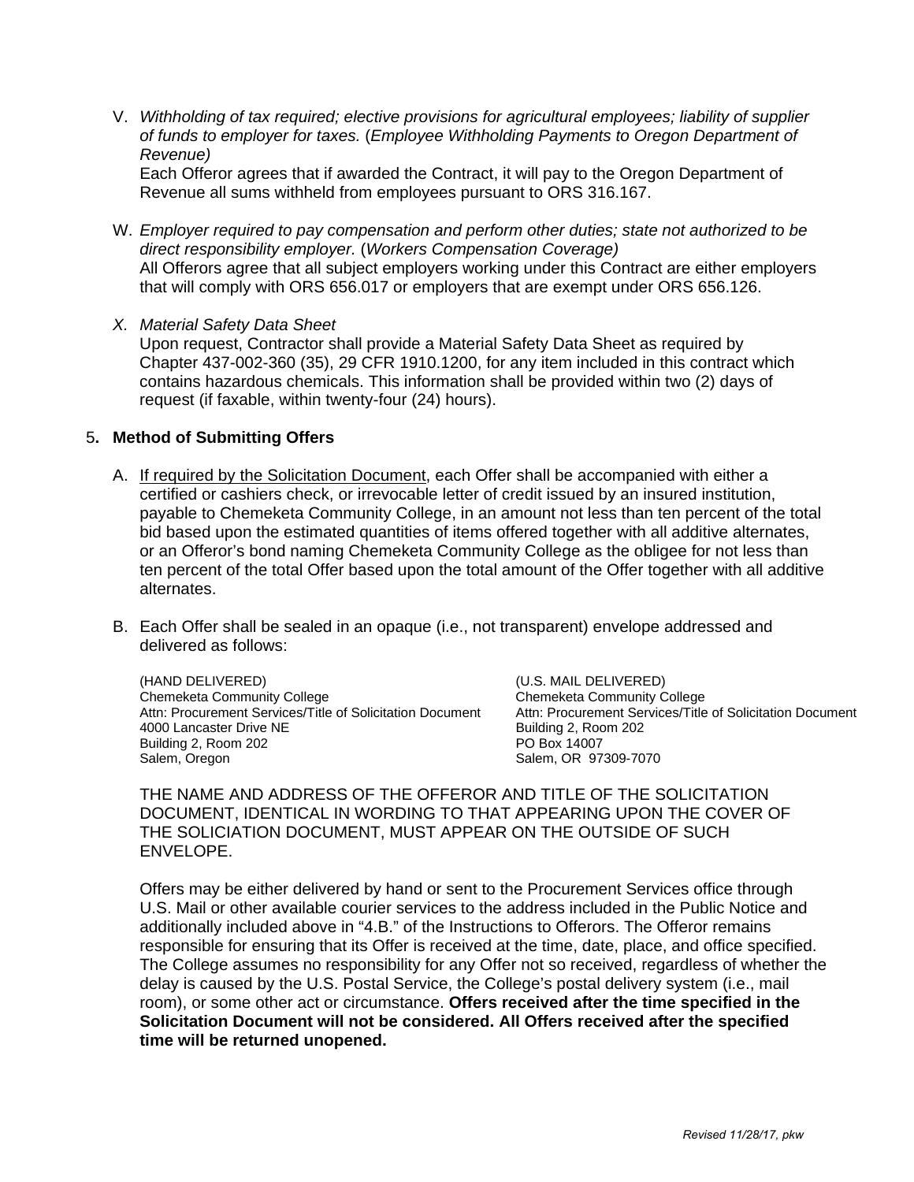V. *Withholding of tax required; elective provisions for agricultural employees; liability of supplier of funds to employer for taxes.* (*Employee Withholding Payments to Oregon Department of Revenue)*
   Each Offeror agrees that if awarded the Contract, it will pay to the Oregon Department of Revenue all sums withheld from employees pursuant to ORS 316.167.

W. *Employer required to pay compensation and perform other duties; state not authorized to be direct responsibility employer.* (*Workers Compensation Coverage)*
   All Offerors agree that all subject employers working under this Contract are either employers that will comply with ORS 656.017 or employers that are exempt under ORS 656.126.

X. *Material Safety Data Sheet*
   Upon request, Contractor shall provide a Material Safety Data Sheet as required by Chapter 437-002-360 (35), 29 CFR 1910.1200, for any item included in this contract which contains hazardous chemicals. This information shall be provided within two (2) days of request (if faxable, within twenty-four (24) hours).

5. **Method of Submitting Offers**

A. If required by the Solicitation Document, each Offer shall be accompanied with either a certified or cashiers check, or irrevocable letter of credit issued by an insured institution, payable to Chemeketa Community College, in an amount not less than ten percent of the total bid based upon the estimated quantities of items offered together with all additive alternates, or an Offeror's bond naming Chemeketa Community College as the obligee for not less than ten percent of the total Offer based upon the total amount of the Offer together with all additive alternates.

B. Each Offer shall be sealed in an opaque (i.e., not transparent) envelope addressed and delivered as follows:

(HAND DELIVERED)
Chemeketa Community College
Attn: Procurement Services/Title of Solicitation Document
4000 Lancaster Drive NE
Building 2, Room 202
Salem, Oregon

(U.S. MAIL DELIVERED)
Chemeketa Community College
Attn: Procurement Services/Title of Solicitation Document
Building 2, Room 202
PO Box 14007
Salem, OR 97309-7070

THE NAME AND ADDRESS OF THE OFFEROR AND TITLE OF THE SOLICITATION DOCUMENT, IDENTICAL IN WORDING TO THAT APPEARING UPON THE COVER OF THE SOLICIATION DOCUMENT, MUST APPEAR ON THE OUTSIDE OF SUCH ENVELOPE.

Offers may be either delivered by hand or sent to the Procurement Services office through U.S. Mail or other available courier services to the address included in the Public Notice and additionally included above in "4.B." of the Instructions to Offerors. The Offeror remains responsible for ensuring that its Offer is received at the time, date, place, and office specified. The College assumes no responsibility for any Offer not so received, regardless of whether the delay is caused by the U.S. Postal Service, the College's postal delivery system (i.e., mail room), or some other act or circumstance. **Offers received after the time specified in the Solicitation Document will not be considered. All Offers received after the specified time will be returned unopened.**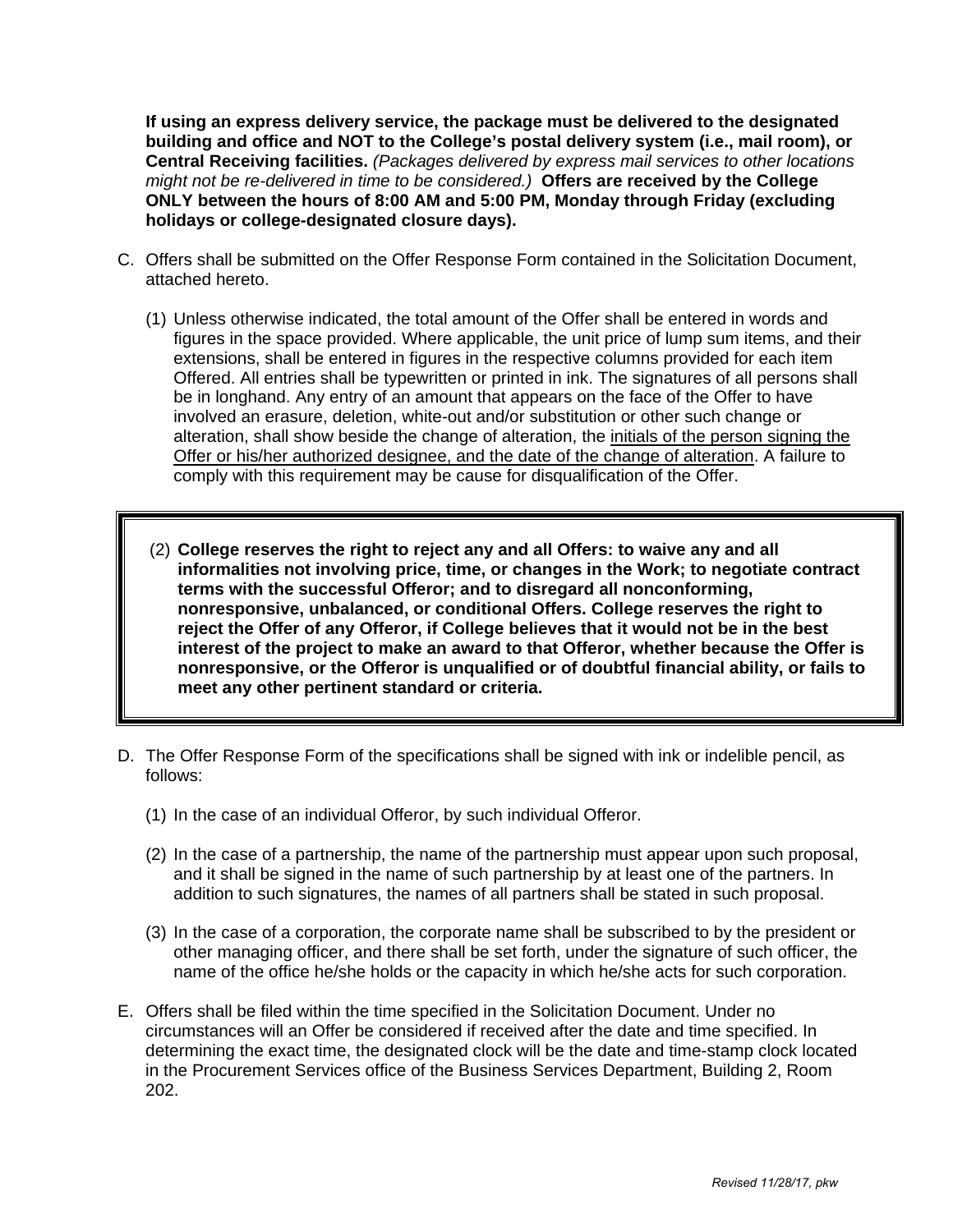**If using an express delivery service, the package must be delivered to the designated building and office and NOT to the College's postal delivery system (i.e., mail room), or Central Receiving facilities.** *(Packages delivered by express mail services to other locations might not be re-delivered in time to be considered.)* **Offers are received by the College ONLY between the hours of 8:00 AM and 5:00 PM, Monday through Friday (excluding holidays or college-designated closure days).**

C. Offers shall be submitted on the Offer Response Form contained in the Solicitation Document, attached hereto.

   (1) Unless otherwise indicated, the total amount of the Offer shall be entered in words and figures in the space provided. Where applicable, the unit price of lump sum items, and their extensions, shall be entered in figures in the respective columns provided for each item Offered. All entries shall be typewritten or printed in ink. The signatures of all persons shall be in longhand. Any entry of an amount that appears on the face of the Offer to have involved an erasure, deletion, white-out and/or substitution or other such change or alteration, shall show beside the change of alteration, the <u>initials of the person signing the Offer or his/her authorized designee, and the date of the change of alteration</u>. A failure to comply with this requirement may be cause for disqualification of the Offer.

   (2) **College reserves the right to reject any and all Offers: to waive any and all informalities not involving price, time, or changes in the Work; to negotiate contract terms with the successful Offeror; and to disregard all nonconforming, nonresponsive, unbalanced, or conditional Offers. College reserves the right to reject the Offer of any Offeror, if College believes that it would not be in the best interest of the project to make an award to that Offeror, whether because the Offer is nonresponsive, or the Offeror is unqualified or of doubtful financial ability, or fails to meet any other pertinent standard or criteria.**

D. The Offer Response Form of the specifications shall be signed with ink or indelible pencil, as follows:

   (1) In the case of an individual Offeror, by such individual Offeror.

   (2) In the case of a partnership, the name of the partnership must appear upon such proposal, and it shall be signed in the name of such partnership by at least one of the partners. In addition to such signatures, the names of all partners shall be stated in such proposal.

   (3) In the case of a corporation, the corporate name shall be subscribed to by the president or other managing officer, and there shall be set forth, under the signature of such officer, the name of the office he/she holds or the capacity in which he/she acts for such corporation.

E. Offers shall be filed within the time specified in the Solicitation Document. Under no circumstances will an Offer be considered if received after the date and time specified. In determining the exact time, the designated clock will be the date and time-stamp clock located in the Procurement Services office of the Business Services Department, Building 2, Room 202.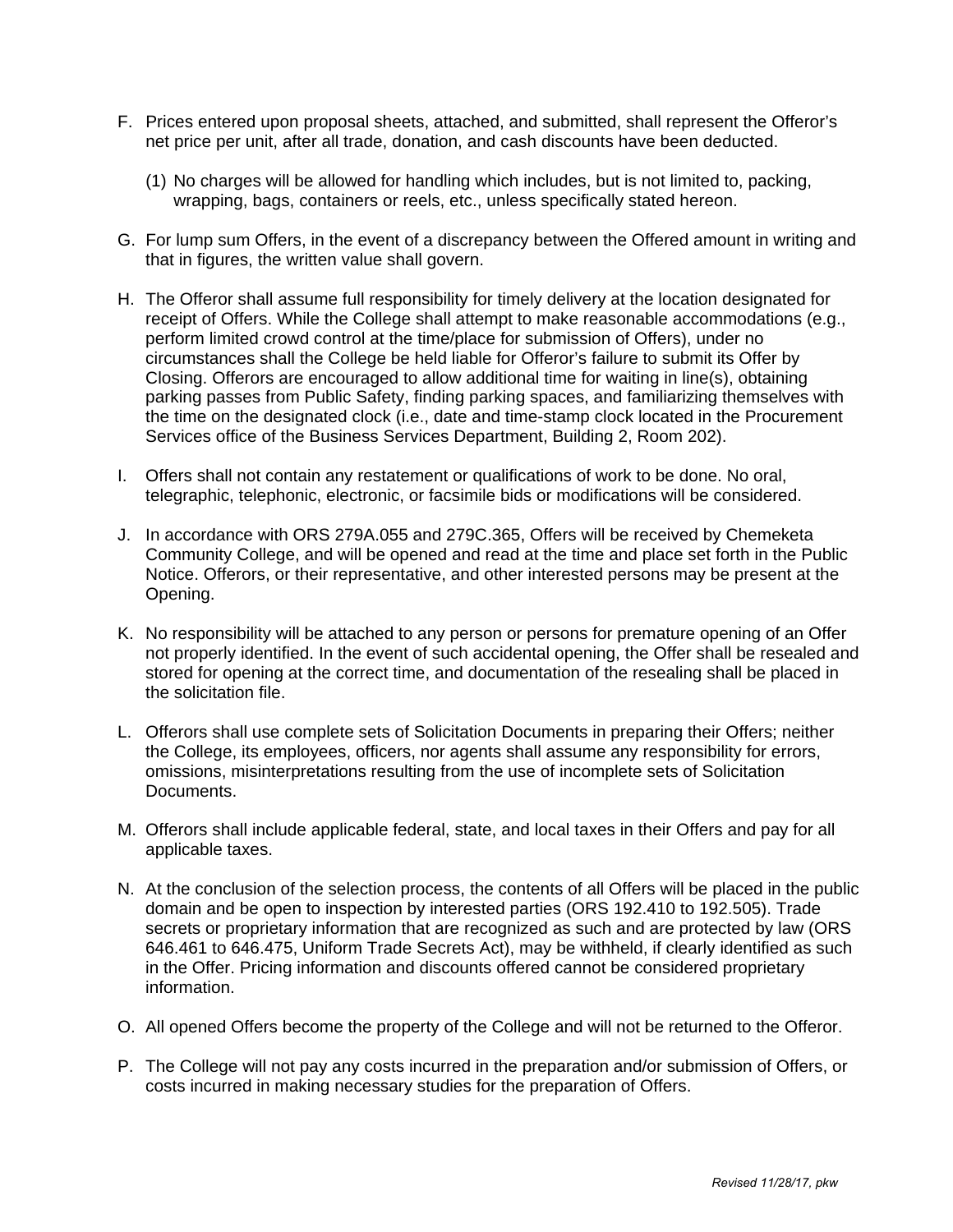F. Prices entered upon proposal sheets, attached, and submitted, shall represent the Offeror's net price per unit, after all trade, donation, and cash discounts have been deducted.

   (1) No charges will be allowed for handling which includes, but is not limited to, packing, wrapping, bags, containers or reels, etc., unless specifically stated hereon.

G. For lump sum Offers, in the event of a discrepancy between the Offered amount in writing and that in figures, the written value shall govern.

H. The Offeror shall assume full responsibility for timely delivery at the location designated for receipt of Offers. While the College shall attempt to make reasonable accommodations (e.g., perform limited crowd control at the time/place for submission of Offers), under no circumstances shall the College be held liable for Offeror's failure to submit its Offer by Closing. Offerors are encouraged to allow additional time for waiting in line(s), obtaining parking passes from Public Safety, finding parking spaces, and familiarizing themselves with the time on the designated clock (i.e., date and time-stamp clock located in the Procurement Services office of the Business Services Department, Building 2, Room 202).

I. Offers shall not contain any restatement or qualifications of work to be done. No oral, telegraphic, telephonic, electronic, or facsimile bids or modifications will be considered.

J. In accordance with ORS 279A.055 and 279C.365, Offers will be received by Chemeketa Community College, and will be opened and read at the time and place set forth in the Public Notice. Offerors, or their representative, and other interested persons may be present at the Opening.

K. No responsibility will be attached to any person or persons for premature opening of an Offer not properly identified. In the event of such accidental opening, the Offer shall be resealed and stored for opening at the correct time, and documentation of the resealing shall be placed in the solicitation file.

L. Offerors shall use complete sets of Solicitation Documents in preparing their Offers; neither the College, its employees, officers, nor agents shall assume any responsibility for errors, omissions, misinterpretations resulting from the use of incomplete sets of Solicitation Documents.

M. Offerors shall include applicable federal, state, and local taxes in their Offers and pay for all applicable taxes.

N. At the conclusion of the selection process, the contents of all Offers will be placed in the public domain and be open to inspection by interested parties (ORS 192.410 to 192.505). Trade secrets or proprietary information that are recognized as such and are protected by law (ORS 646.461 to 646.475, Uniform Trade Secrets Act), may be withheld, if clearly identified as such in the Offer. Pricing information and discounts offered cannot be considered proprietary information.

O. All opened Offers become the property of the College and will not be returned to the Offeror.

P. The College will not pay any costs incurred in the preparation and/or submission of Offers, or costs incurred in making necessary studies for the preparation of Offers.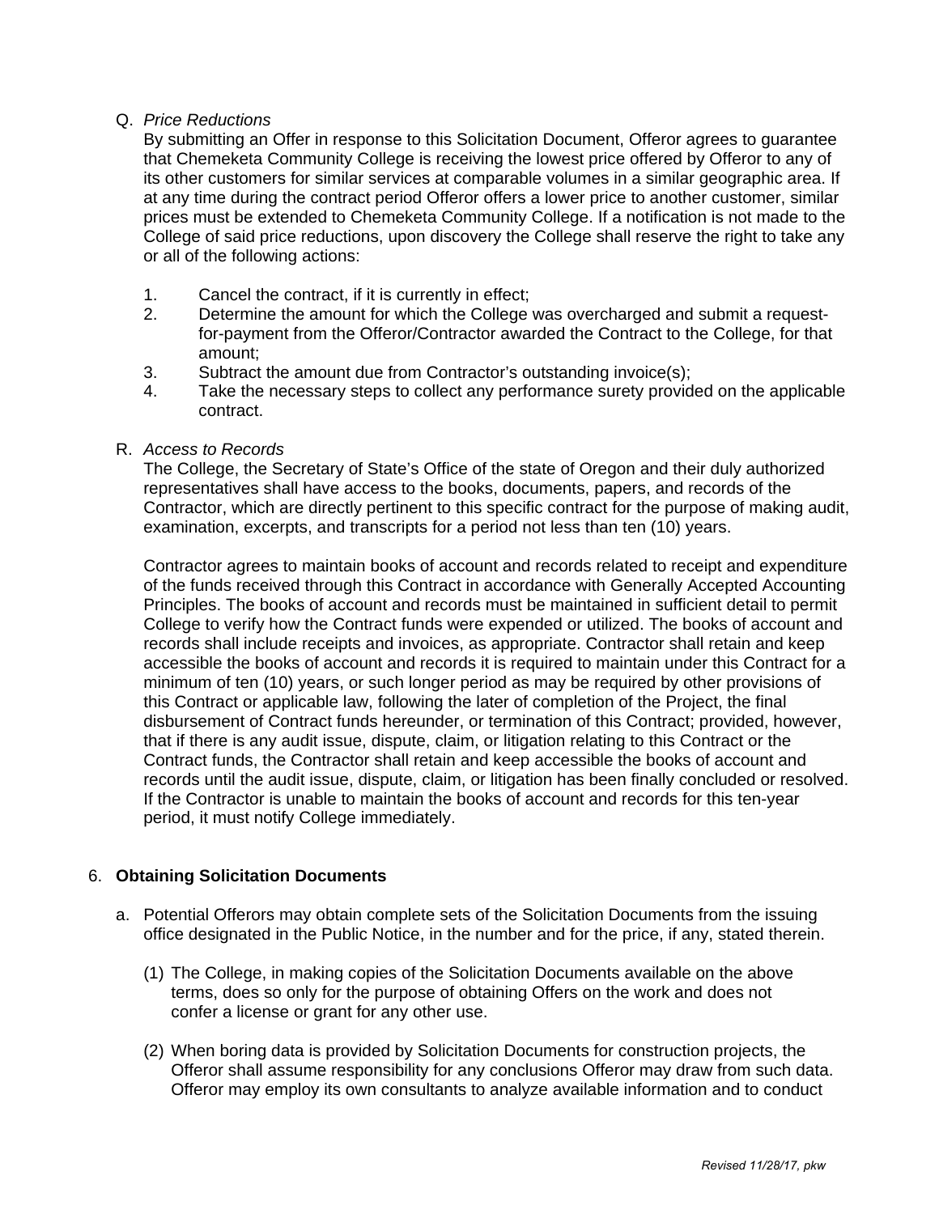Q. *Price Reductions*

By submitting an Offer in response to this Solicitation Document, Offeror agrees to guarantee that Chemeketa Community College is receiving the lowest price offered by Offeror to any of its other customers for similar services at comparable volumes in a similar geographic area. If at any time during the contract period Offeror offers a lower price to another customer, similar prices must be extended to Chemeketa Community College. If a notification is not made to the College of said price reductions, upon discovery the College shall reserve the right to take any or all of the following actions:

1. Cancel the contract, if it is currently in effect;
2. Determine the amount for which the College was overcharged and submit a request-for-payment from the Offeror/Contractor awarded the Contract to the College, for that amount;
3. Subtract the amount due from Contractor's outstanding invoice(s);
4. Take the necessary steps to collect any performance surety provided on the applicable contract.

R. *Access to Records*

The College, the Secretary of State's Office of the state of Oregon and their duly authorized representatives shall have access to the books, documents, papers, and records of the Contractor, which are directly pertinent to this specific contract for the purpose of making audit, examination, excerpts, and transcripts for a period not less than ten (10) years.

Contractor agrees to maintain books of account and records related to receipt and expenditure of the funds received through this Contract in accordance with Generally Accepted Accounting Principles. The books of account and records must be maintained in sufficient detail to permit College to verify how the Contract funds were expended or utilized. The books of account and records shall include receipts and invoices, as appropriate. Contractor shall retain and keep accessible the books of account and records it is required to maintain under this Contract for a minimum of ten (10) years, or such longer period as may be required by other provisions of this Contract or applicable law, following the later of completion of the Project, the final disbursement of Contract funds hereunder, or termination of this Contract; provided, however, that if there is any audit issue, dispute, claim, or litigation relating to this Contract or the Contract funds, the Contractor shall retain and keep accessible the books of account and records until the audit issue, dispute, claim, or litigation has been finally concluded or resolved. If the Contractor is unable to maintain the books of account and records for this ten-year period, it must notify College immediately.

## 6. **Obtaining Solicitation Documents**

a. Potential Offerors may obtain complete sets of the Solicitation Documents from the issuing office designated in the Public Notice, in the number and for the price, if any, stated therein.

(1) The College, in making copies of the Solicitation Documents available on the above terms, does so only for the purpose of obtaining Offers on the work and does not confer a license or grant for any other use.

(2) When boring data is provided by Solicitation Documents for construction projects, the Offeror shall assume responsibility for any conclusions Offeror may draw from such data. Offeror may employ its own consultants to analyze available information and to conduct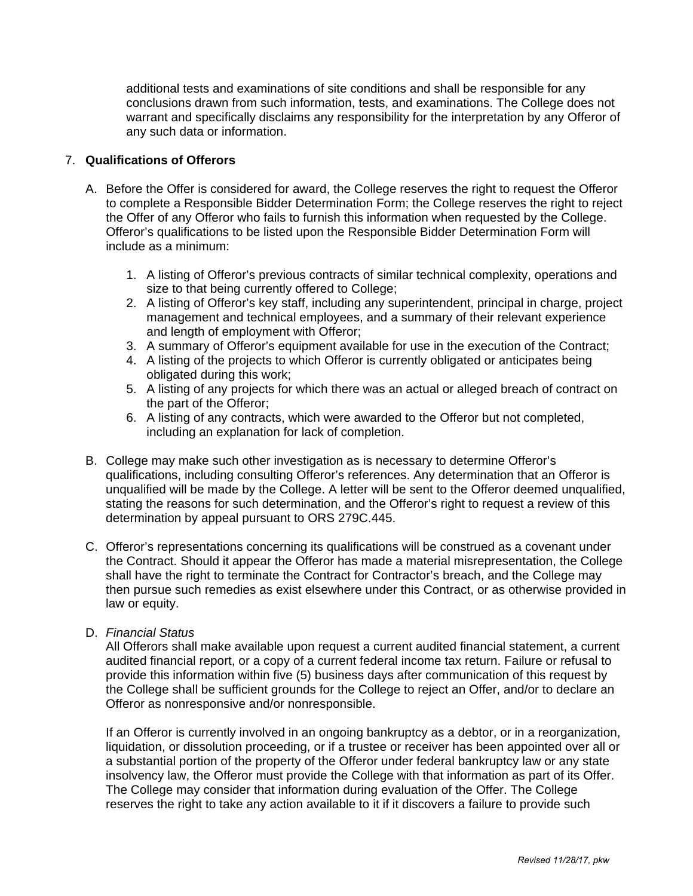additional tests and examinations of site conditions and shall be responsible for any conclusions drawn from such information, tests, and examinations. The College does not warrant and specifically disclaims any responsibility for the interpretation by any Offeror of any such data or information.

7. **Qualifications of Offerors**

   A. Before the Offer is considered for award, the College reserves the right to request the Offeror to complete a Responsible Bidder Determination Form; the College reserves the right to reject the Offer of any Offeror who fails to furnish this information when requested by the College. Offeror's qualifications to be listed upon the Responsible Bidder Determination Form will include as a minimum:

      1. A listing of Offeror's previous contracts of similar technical complexity, operations and size to that being currently offered to College;
      2. A listing of Offeror's key staff, including any superintendent, principal in charge, project management and technical employees, and a summary of their relevant experience and length of employment with Offeror;
      3. A summary of Offeror's equipment available for use in the execution of the Contract;
      4. A listing of the projects to which Offeror is currently obligated or anticipates being obligated during this work;
      5. A listing of any projects for which there was an actual or alleged breach of contract on the part of the Offeror;
      6. A listing of any contracts, which were awarded to the Offeror but not completed, including an explanation for lack of completion.

   B. College may make such other investigation as is necessary to determine Offeror's qualifications, including consulting Offeror's references. Any determination that an Offeror is unqualified will be made by the College. A letter will be sent to the Offeror deemed unqualified, stating the reasons for such determination, and the Offeror's right to request a review of this determination by appeal pursuant to ORS 279C.445.

   C. Offeror's representations concerning its qualifications will be construed as a covenant under the Contract. Should it appear the Offeror has made a material misrepresentation, the College shall have the right to terminate the Contract for Contractor's breach, and the College may then pursue such remedies as exist elsewhere under this Contract, or as otherwise provided in law or equity.

   D. *Financial Status*
      All Offerors shall make available upon request a current audited financial statement, a current audited financial report, or a copy of a current federal income tax return. Failure or refusal to provide this information within five (5) business days after communication of this request by the College shall be sufficient grounds for the College to reject an Offer, and/or to declare an Offeror as nonresponsive and/or nonresponsible.

      If an Offeror is currently involved in an ongoing bankruptcy as a debtor, or in a reorganization, liquidation, or dissolution proceeding, or if a trustee or receiver has been appointed over all or a substantial portion of the property of the Offeror under federal bankruptcy law or any state insolvency law, the Offeror must provide the College with that information as part of its Offer. The College may consider that information during evaluation of the Offer. The College reserves the right to take any action available to it if it discovers a failure to provide such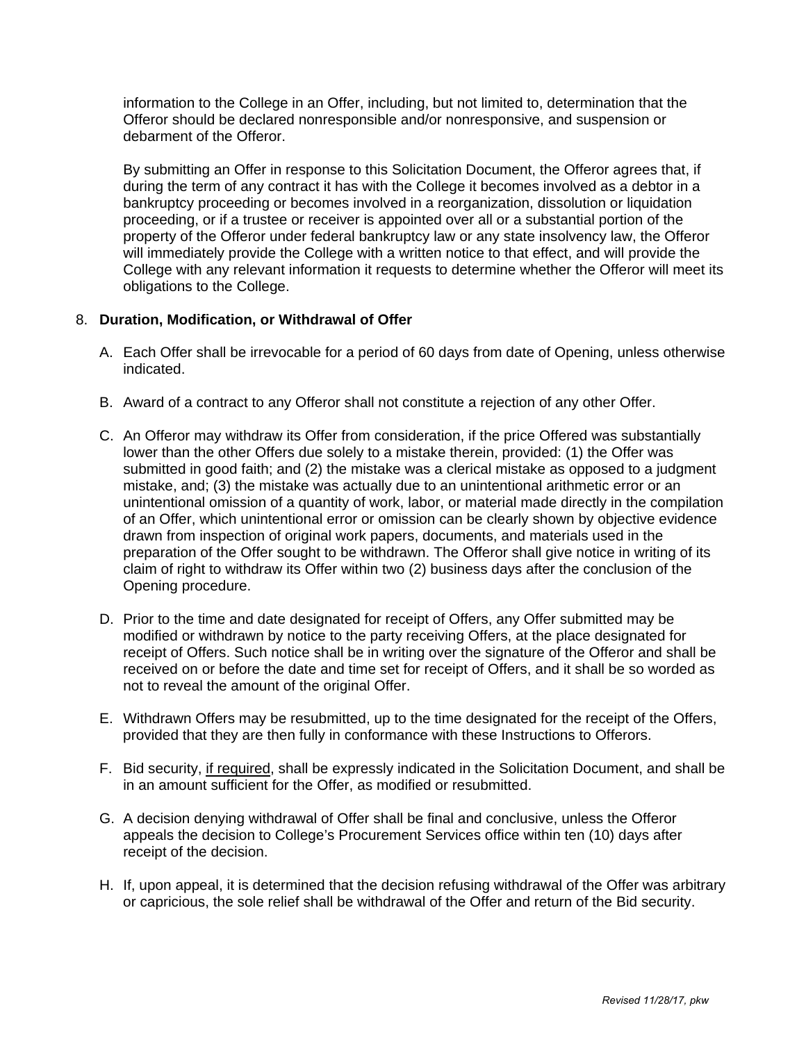information to the College in an Offer, including, but not limited to, determination that the Offeror should be declared nonresponsible and/or nonresponsive, and suspension or debarment of the Offeror.

By submitting an Offer in response to this Solicitation Document, the Offeror agrees that, if during the term of any contract it has with the College it becomes involved as a debtor in a bankruptcy proceeding or becomes involved in a reorganization, dissolution or liquidation proceeding, or if a trustee or receiver is appointed over all or a substantial portion of the property of the Offeror under federal bankruptcy law or any state insolvency law, the Offeror will immediately provide the College with a written notice to that effect, and will provide the College with any relevant information it requests to determine whether the Offeror will meet its obligations to the College.

8. **Duration, Modification, or Withdrawal of Offer**

   A. Each Offer shall be irrevocable for a period of 60 days from date of Opening, unless otherwise indicated.

   B. Award of a contract to any Offeror shall not constitute a rejection of any other Offer.

   C. An Offeror may withdraw its Offer from consideration, if the price Offered was substantially lower than the other Offers due solely to a mistake therein, provided: (1) the Offer was submitted in good faith; and (2) the mistake was a clerical mistake as opposed to a judgment mistake, and; (3) the mistake was actually due to an unintentional arithmetic error or an unintentional omission of a quantity of work, labor, or material made directly in the compilation of an Offer, which unintentional error or omission can be clearly shown by objective evidence drawn from inspection of original work papers, documents, and materials used in the preparation of the Offer sought to be withdrawn. The Offeror shall give notice in writing of its claim of right to withdraw its Offer within two (2) business days after the conclusion of the Opening procedure.

   D. Prior to the time and date designated for receipt of Offers, any Offer submitted may be modified or withdrawn by notice to the party receiving Offers, at the place designated for receipt of Offers. Such notice shall be in writing over the signature of the Offeror and shall be received on or before the date and time set for receipt of Offers, and it shall be so worded as not to reveal the amount of the original Offer.

   E. Withdrawn Offers may be resubmitted, up to the time designated for the receipt of the Offers, provided that they are then fully in conformance with these Instructions to Offerors.

   F. Bid security, <u>if required</u>, shall be expressly indicated in the Solicitation Document, and shall be in an amount sufficient for the Offer, as modified or resubmitted.

   G. A decision denying withdrawal of Offer shall be final and conclusive, unless the Offeror appeals the decision to College's Procurement Services office within ten (10) days after receipt of the decision.

   H. If, upon appeal, it is determined that the decision refusing withdrawal of the Offer was arbitrary or capricious, the sole relief shall be withdrawal of the Offer and return of the Bid security.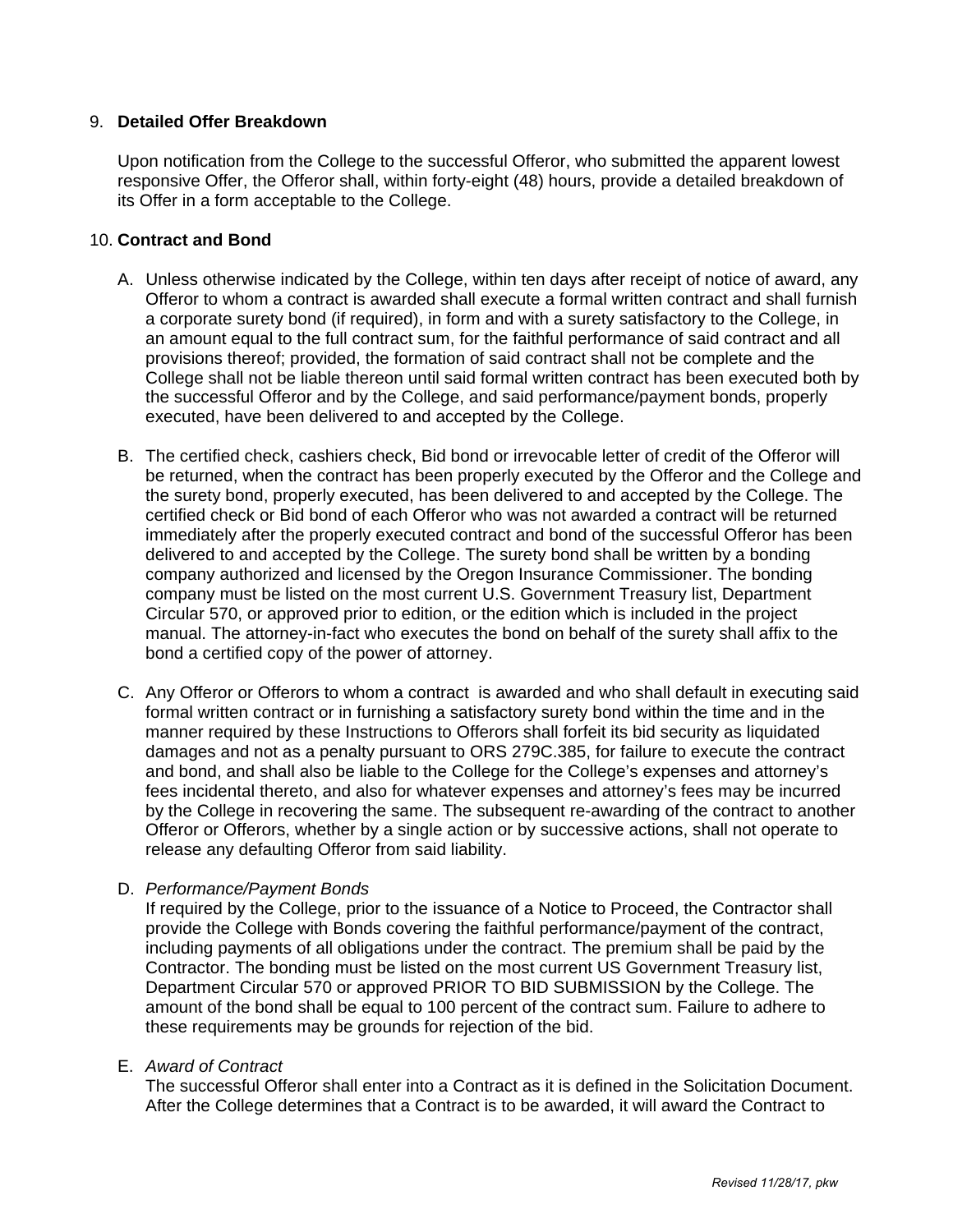9. **Detailed Offer Breakdown**

   Upon notification from the College to the successful Offeror, who submitted the apparent lowest responsive Offer, the Offeror shall, within forty-eight (48) hours, provide a detailed breakdown of its Offer in a form acceptable to the College.

10. **Contract and Bond**

    A. Unless otherwise indicated by the College, within ten days after receipt of notice of award, any Offeror to whom a contract is awarded shall execute a formal written contract and shall furnish a corporate surety bond (if required), in form and with a surety satisfactory to the College, in an amount equal to the full contract sum, for the faithful performance of said contract and all provisions thereof; provided, the formation of said contract shall not be complete and the College shall not be liable thereon until said formal written contract has been executed both by the successful Offeror and by the College, and said performance/payment bonds, properly executed, have been delivered to and accepted by the College.

    B. The certified check, cashiers check, Bid bond or irrevocable letter of credit of the Offeror will be returned, when the contract has been properly executed by the Offeror and the College and the surety bond, properly executed, has been delivered to and accepted by the College. The certified check or Bid bond of each Offeror who was not awarded a contract will be returned immediately after the properly executed contract and bond of the successful Offeror has been delivered to and accepted by the College. The surety bond shall be written by a bonding company authorized and licensed by the Oregon Insurance Commissioner. The bonding company must be listed on the most current U.S. Government Treasury list, Department Circular 570, or approved prior to edition, or the edition which is included in the project manual. The attorney-in-fact who executes the bond on behalf of the surety shall affix to the bond a certified copy of the power of attorney.

    C. Any Offeror or Offerors to whom a contract is awarded and who shall default in executing said formal written contract or in furnishing a satisfactory surety bond within the time and in the manner required by these Instructions to Offerors shall forfeit its bid security as liquidated damages and not as a penalty pursuant to ORS 279C.385, for failure to execute the contract and bond, and shall also be liable to the College for the College's expenses and attorney's fees incidental thereto, and also for whatever expenses and attorney's fees may be incurred by the College in recovering the same. The subsequent re-awarding of the contract to another Offeror or Offerors, whether by a single action or by successive actions, shall not operate to release any defaulting Offeror from said liability.

    D. *Performance/Payment Bonds*
       If required by the College, prior to the issuance of a Notice to Proceed, the Contractor shall provide the College with Bonds covering the faithful performance/payment of the contract, including payments of all obligations under the contract. The premium shall be paid by the Contractor. The bonding must be listed on the most current US Government Treasury list, Department Circular 570 or approved PRIOR TO BID SUBMISSION by the College. The amount of the bond shall be equal to 100 percent of the contract sum. Failure to adhere to these requirements may be grounds for rejection of the bid.

    E. *Award of Contract*
       The successful Offeror shall enter into a Contract as it is defined in the Solicitation Document. After the College determines that a Contract is to be awarded, it will award the Contract to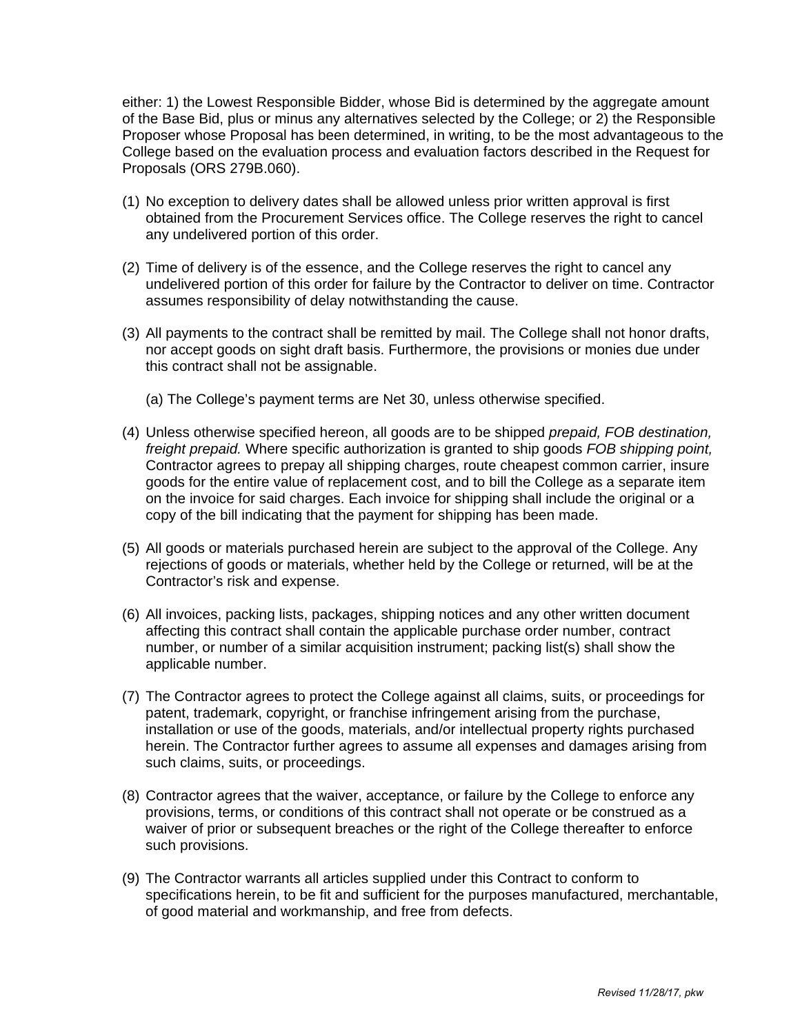either: 1) the Lowest Responsible Bidder, whose Bid is determined by the aggregate amount of the Base Bid, plus or minus any alternatives selected by the College; or 2) the Responsible Proposer whose Proposal has been determined, in writing, to be the most advantageous to the College based on the evaluation process and evaluation factors described in the Request for Proposals (ORS 279B.060).

(1) No exception to delivery dates shall be allowed unless prior written approval is first obtained from the Procurement Services office. The College reserves the right to cancel any undelivered portion of this order.

(2) Time of delivery is of the essence, and the College reserves the right to cancel any undelivered portion of this order for failure by the Contractor to deliver on time. Contractor assumes responsibility of delay notwithstanding the cause.

(3) All payments to the contract shall be remitted by mail. The College shall not honor drafts, nor accept goods on sight draft basis. Furthermore, the provisions or monies due under this contract shall not be assignable.

    (a) The College's payment terms are Net 30, unless otherwise specified.

(4) Unless otherwise specified hereon, all goods are to be shipped *prepaid, FOB destination, freight prepaid.* Where specific authorization is granted to ship goods *FOB shipping point,* Contractor agrees to prepay all shipping charges, route cheapest common carrier, insure goods for the entire value of replacement cost, and to bill the College as a separate item on the invoice for said charges. Each invoice for shipping shall include the original or a copy of the bill indicating that the payment for shipping has been made.

(5) All goods or materials purchased herein are subject to the approval of the College. Any rejections of goods or materials, whether held by the College or returned, will be at the Contractor's risk and expense.

(6) All invoices, packing lists, packages, shipping notices and any other written document affecting this contract shall contain the applicable purchase order number, contract number, or number of a similar acquisition instrument; packing list(s) shall show the applicable number.

(7) The Contractor agrees to protect the College against all claims, suits, or proceedings for patent, trademark, copyright, or franchise infringement arising from the purchase, installation or use of the goods, materials, and/or intellectual property rights purchased herein. The Contractor further agrees to assume all expenses and damages arising from such claims, suits, or proceedings.

(8) Contractor agrees that the waiver, acceptance, or failure by the College to enforce any provisions, terms, or conditions of this contract shall not operate or be construed as a waiver of prior or subsequent breaches or the right of the College thereafter to enforce such provisions.

(9) The Contractor warrants all articles supplied under this Contract to conform to specifications herein, to be fit and sufficient for the purposes manufactured, merchantable, of good material and workmanship, and free from defects.

*Revised 11/28/17, pkw*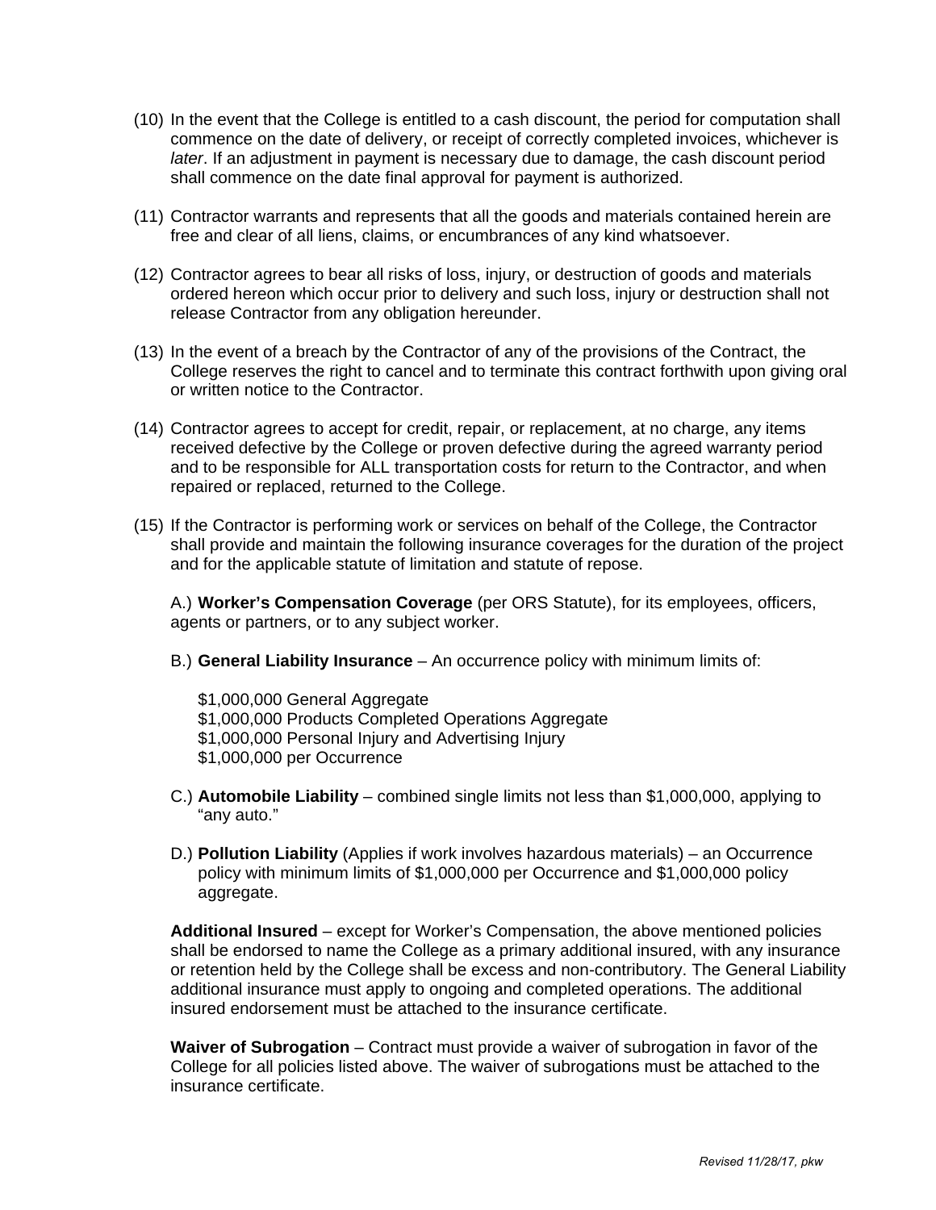(10) In the event that the College is entitled to a cash discount, the period for computation shall commence on the date of delivery, or receipt of correctly completed invoices, whichever is *later*. If an adjustment in payment is necessary due to damage, the cash discount period shall commence on the date final approval for payment is authorized.

(11) Contractor warrants and represents that all the goods and materials contained herein are free and clear of all liens, claims, or encumbrances of any kind whatsoever.

(12) Contractor agrees to bear all risks of loss, injury, or destruction of goods and materials ordered hereon which occur prior to delivery and such loss, injury or destruction shall not release Contractor from any obligation hereunder.

(13) In the event of a breach by the Contractor of any of the provisions of the Contract, the College reserves the right to cancel and to terminate this contract forthwith upon giving oral or written notice to the Contractor.

(14) Contractor agrees to accept for credit, repair, or replacement, at no charge, any items received defective by the College or proven defective during the agreed warranty period and to be responsible for ALL transportation costs for return to the Contractor, and when repaired or replaced, returned to the College.

(15) If the Contractor is performing work or services on behalf of the College, the Contractor shall provide and maintain the following insurance coverages for the duration of the project and for the applicable statute of limitation and statute of repose.

A.) **Worker's Compensation Coverage** (per ORS Statute), for its employees, officers, agents or partners, or to any subject worker.

B.) **General Liability Insurance** – An occurrence policy with minimum limits of:

$1,000,000 General Aggregate
$1,000,000 Products Completed Operations Aggregate
$1,000,000 Personal Injury and Advertising Injury
$1,000,000 per Occurrence

C.) **Automobile Liability** – combined single limits not less than $1,000,000, applying to "any auto."

D.) **Pollution Liability** (Applies if work involves hazardous materials) – an Occurrence policy with minimum limits of $1,000,000 per Occurrence and $1,000,000 policy aggregate.

**Additional Insured** – except for Worker's Compensation, the above mentioned policies shall be endorsed to name the College as a primary additional insured, with any insurance or retention held by the College shall be excess and non-contributory. The General Liability additional insurance must apply to ongoing and completed operations. The additional insured endorsement must be attached to the insurance certificate.

**Waiver of Subrogation** – Contract must provide a waiver of subrogation in favor of the College for all policies listed above. The waiver of subrogations must be attached to the insurance certificate.

*Revised 11/28/17, pkw*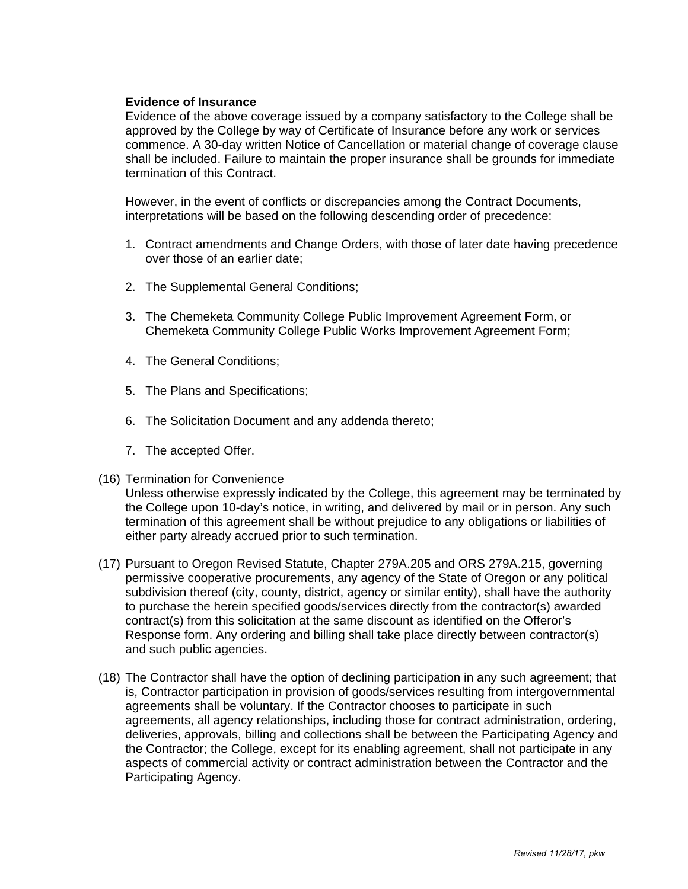**Evidence of Insurance**

Evidence of the above coverage issued by a company satisfactory to the College shall be approved by the College by way of Certificate of Insurance before any work or services commence. A 30-day written Notice of Cancellation or material change of coverage clause shall be included. Failure to maintain the proper insurance shall be grounds for immediate termination of this Contract.

However, in the event of conflicts or discrepancies among the Contract Documents, interpretations will be based on the following descending order of precedence:

1. Contract amendments and Change Orders, with those of later date having precedence over those of an earlier date;

2. The Supplemental General Conditions;

3. The Chemeketa Community College Public Improvement Agreement Form, or Chemeketa Community College Public Works Improvement Agreement Form;

4. The General Conditions;

5. The Plans and Specifications;

6. The Solicitation Document and any addenda thereto;

7. The accepted Offer.

(16) Termination for Convenience
Unless otherwise expressly indicated by the College, this agreement may be terminated by the College upon 10-day's notice, in writing, and delivered by mail or in person. Any such termination of this agreement shall be without prejudice to any obligations or liabilities of either party already accrued prior to such termination.

(17) Pursuant to Oregon Revised Statute, Chapter 279A.205 and ORS 279A.215, governing permissive cooperative procurements, any agency of the State of Oregon or any political subdivision thereof (city, county, district, agency or similar entity), shall have the authority to purchase the herein specified goods/services directly from the contractor(s) awarded contract(s) from this solicitation at the same discount as identified on the Offeror's Response form. Any ordering and billing shall take place directly between contractor(s) and such public agencies.

(18) The Contractor shall have the option of declining participation in any such agreement; that is, Contractor participation in provision of goods/services resulting from intergovernmental agreements shall be voluntary. If the Contractor chooses to participate in such agreements, all agency relationships, including those for contract administration, ordering, deliveries, approvals, billing and collections shall be between the Participating Agency and the Contractor; the College, except for its enabling agreement, shall not participate in any aspects of commercial activity or contract administration between the Contractor and the Participating Agency.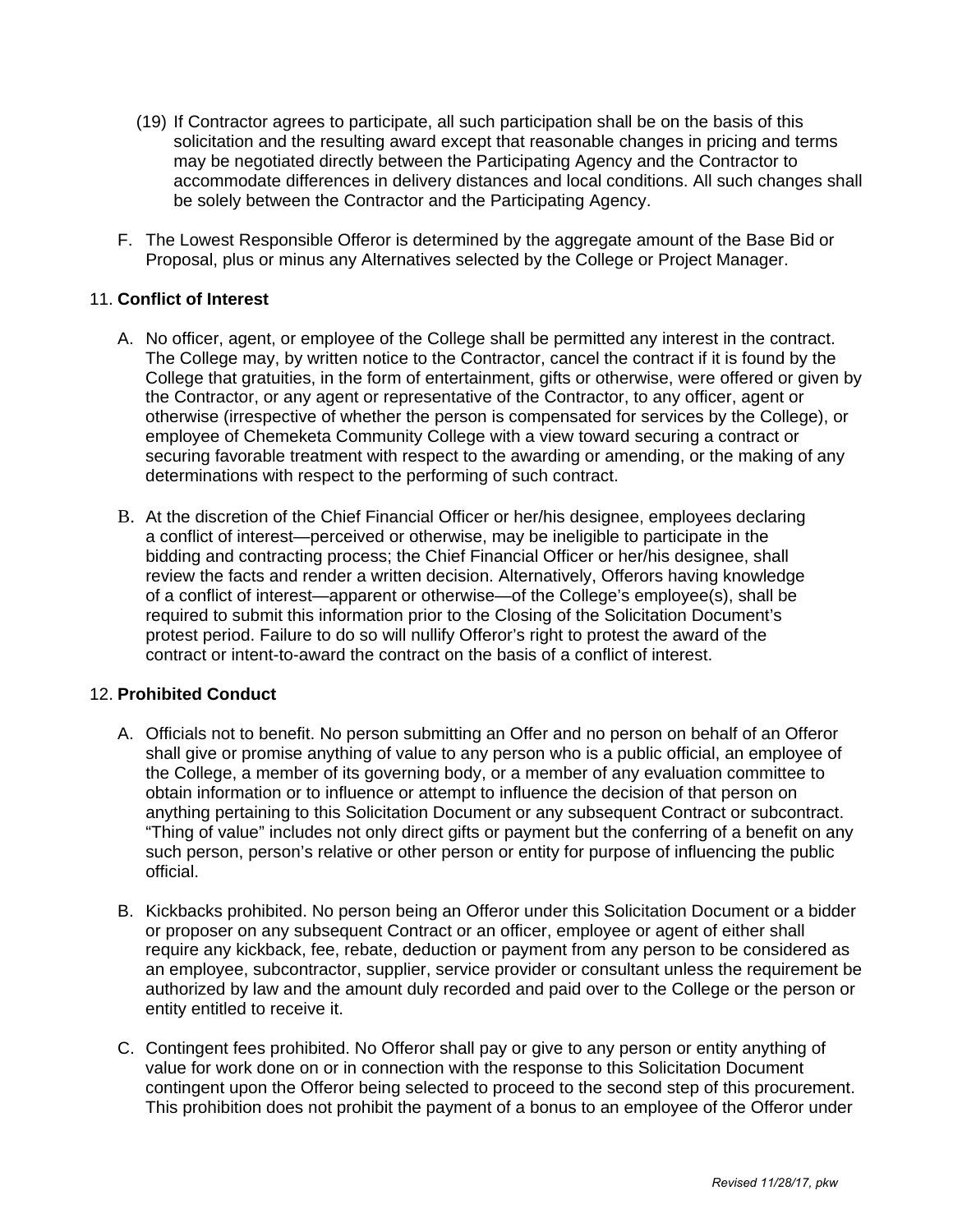(19) If Contractor agrees to participate, all such participation shall be on the basis of this solicitation and the resulting award except that reasonable changes in pricing and terms may be negotiated directly between the Participating Agency and the Contractor to accommodate differences in delivery distances and local conditions. All such changes shall be solely between the Contractor and the Participating Agency.

F. The Lowest Responsible Offeror is determined by the aggregate amount of the Base Bid or Proposal, plus or minus any Alternatives selected by the College or Project Manager.

11. **Conflict of Interest**

A. No officer, agent, or employee of the College shall be permitted any interest in the contract. The College may, by written notice to the Contractor, cancel the contract if it is found by the College that gratuities, in the form of entertainment, gifts or otherwise, were offered or given by the Contractor, or any agent or representative of the Contractor, to any officer, agent or otherwise (irrespective of whether the person is compensated for services by the College), or employee of Chemeketa Community College with a view toward securing a contract or securing favorable treatment with respect to the awarding or amending, or the making of any determinations with respect to the performing of such contract.

B. At the discretion of the Chief Financial Officer or her/his designee, employees declaring a conflict of interest—perceived or otherwise, may be ineligible to participate in the bidding and contracting process; the Chief Financial Officer or her/his designee, shall review the facts and render a written decision. Alternatively, Offerors having knowledge of a conflict of interest—apparent or otherwise—of the College's employee(s), shall be required to submit this information prior to the Closing of the Solicitation Document's protest period. Failure to do so will nullify Offeror's right to protest the award of the contract or intent-to-award the contract on the basis of a conflict of interest.

12. **Prohibited Conduct**

A. Officials not to benefit. No person submitting an Offer and no person on behalf of an Offeror shall give or promise anything of value to any person who is a public official, an employee of the College, a member of its governing body, or a member of any evaluation committee to obtain information or to influence or attempt to influence the decision of that person on anything pertaining to this Solicitation Document or any subsequent Contract or subcontract. "Thing of value" includes not only direct gifts or payment but the conferring of a benefit on any such person, person's relative or other person or entity for purpose of influencing the public official.

B. Kickbacks prohibited. No person being an Offeror under this Solicitation Document or a bidder or proposer on any subsequent Contract or an officer, employee or agent of either shall require any kickback, fee, rebate, deduction or payment from any person to be considered as an employee, subcontractor, supplier, service provider or consultant unless the requirement be authorized by law and the amount duly recorded and paid over to the College or the person or entity entitled to receive it.

C. Contingent fees prohibited. No Offeror shall pay or give to any person or entity anything of value for work done on or in connection with the response to this Solicitation Document contingent upon the Offeror being selected to proceed to the second step of this procurement. This prohibition does not prohibit the payment of a bonus to an employee of the Offeror under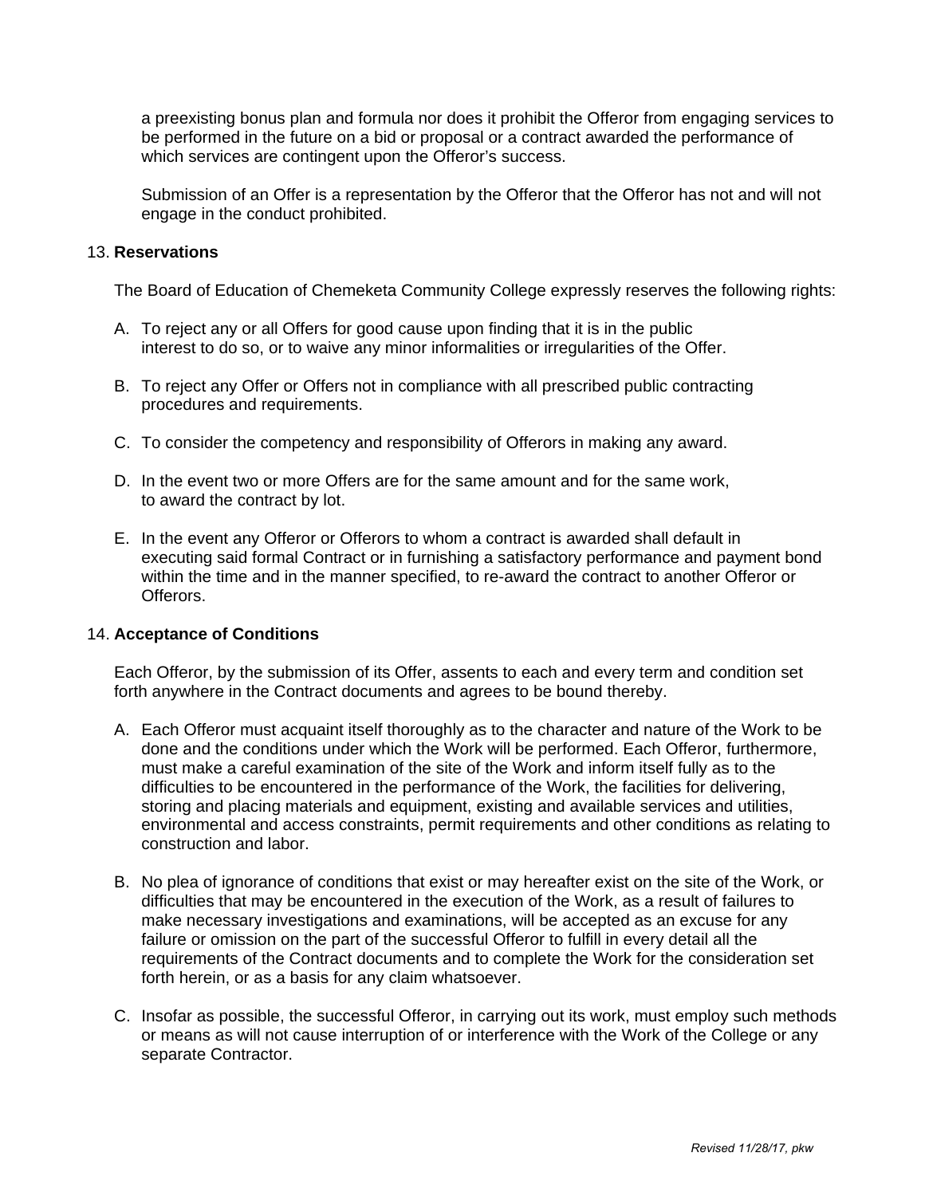a preexisting bonus plan and formula nor does it prohibit the Offeror from engaging services to be performed in the future on a bid or proposal or a contract awarded the performance of which services are contingent upon the Offeror's success.

Submission of an Offer is a representation by the Offeror that the Offeror has not and will not engage in the conduct prohibited.

13. **Reservations**

The Board of Education of Chemeketa Community College expressly reserves the following rights:

A. To reject any or all Offers for good cause upon finding that it is in the public interest to do so, or to waive any minor informalities or irregularities of the Offer.

B. To reject any Offer or Offers not in compliance with all prescribed public contracting procedures and requirements.

C. To consider the competency and responsibility of Offerors in making any award.

D. In the event two or more Offers are for the same amount and for the same work, to award the contract by lot.

E. In the event any Offeror or Offerors to whom a contract is awarded shall default in executing said formal Contract or in furnishing a satisfactory performance and payment bond within the time and in the manner specified, to re-award the contract to another Offeror or Offerors.

14. **Acceptance of Conditions**

Each Offeror, by the submission of its Offer, assents to each and every term and condition set forth anywhere in the Contract documents and agrees to be bound thereby.

A. Each Offeror must acquaint itself thoroughly as to the character and nature of the Work to be done and the conditions under which the Work will be performed. Each Offeror, furthermore, must make a careful examination of the site of the Work and inform itself fully as to the difficulties to be encountered in the performance of the Work, the facilities for delivering, storing and placing materials and equipment, existing and available services and utilities, environmental and access constraints, permit requirements and other conditions as relating to construction and labor.

B. No plea of ignorance of conditions that exist or may hereafter exist on the site of the Work, or difficulties that may be encountered in the execution of the Work, as a result of failures to make necessary investigations and examinations, will be accepted as an excuse for any failure or omission on the part of the successful Offeror to fulfill in every detail all the requirements of the Contract documents and to complete the Work for the consideration set forth herein, or as a basis for any claim whatsoever.

C. Insofar as possible, the successful Offeror, in carrying out its work, must employ such methods or means as will not cause interruption of or interference with the Work of the College or any separate Contractor.

*Revised 11/28/17, pkw*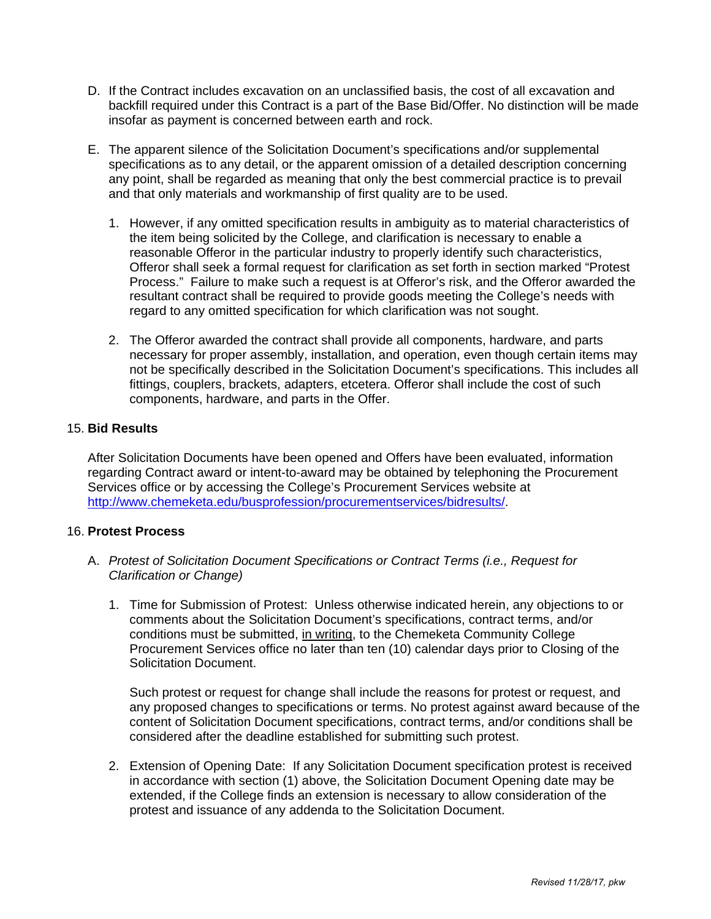D. If the Contract includes excavation on an unclassified basis, the cost of all excavation and backfill required under this Contract is a part of the Base Bid/Offer. No distinction will be made insofar as payment is concerned between earth and rock.

E. The apparent silence of the Solicitation Document's specifications and/or supplemental specifications as to any detail, or the apparent omission of a detailed description concerning any point, shall be regarded as meaning that only the best commercial practice is to prevail and that only materials and workmanship of first quality are to be used.

   1. However, if any omitted specification results in ambiguity as to material characteristics of the item being solicited by the College, and clarification is necessary to enable a reasonable Offeror in the particular industry to properly identify such characteristics, Offeror shall seek a formal request for clarification as set forth in section marked "Protest Process." Failure to make such a request is at Offeror's risk, and the Offeror awarded the resultant contract shall be required to provide goods meeting the College's needs with regard to any omitted specification for which clarification was not sought.

   2. The Offeror awarded the contract shall provide all components, hardware, and parts necessary for proper assembly, installation, and operation, even though certain items may not be specifically described in the Solicitation Document's specifications. This includes all fittings, couplers, brackets, adapters, etcetera. Offeror shall include the cost of such components, hardware, and parts in the Offer.

15. **Bid Results**

After Solicitation Documents have been opened and Offers have been evaluated, information regarding Contract award or intent-to-award may be obtained by telephoning the Procurement Services office or by accessing the College's Procurement Services website at [http://www.chemeketa.edu/busprofession/procurementservices/bidresults/](http://www.chemeketa.edu/busprofession/procurementservices/bidresults/).

16. **Protest Process**

A. *Protest of Solicitation Document Specifications or Contract Terms (i.e., Request for Clarification or Change)*

   1. Time for Submission of Protest: Unless otherwise indicated herein, any objections to or comments about the Solicitation Document's specifications, contract terms, and/or conditions must be submitted, in writing, to the Chemeketa Community College Procurement Services office no later than ten (10) calendar days prior to Closing of the Solicitation Document.

      Such protest or request for change shall include the reasons for protest or request, and any proposed changes to specifications or terms. No protest against award because of the content of Solicitation Document specifications, contract terms, and/or conditions shall be considered after the deadline established for submitting such protest.

   2. Extension of Opening Date: If any Solicitation Document specification protest is received in accordance with section (1) above, the Solicitation Document Opening date may be extended, if the College finds an extension is necessary to allow consideration of the protest and issuance of any addenda to the Solicitation Document.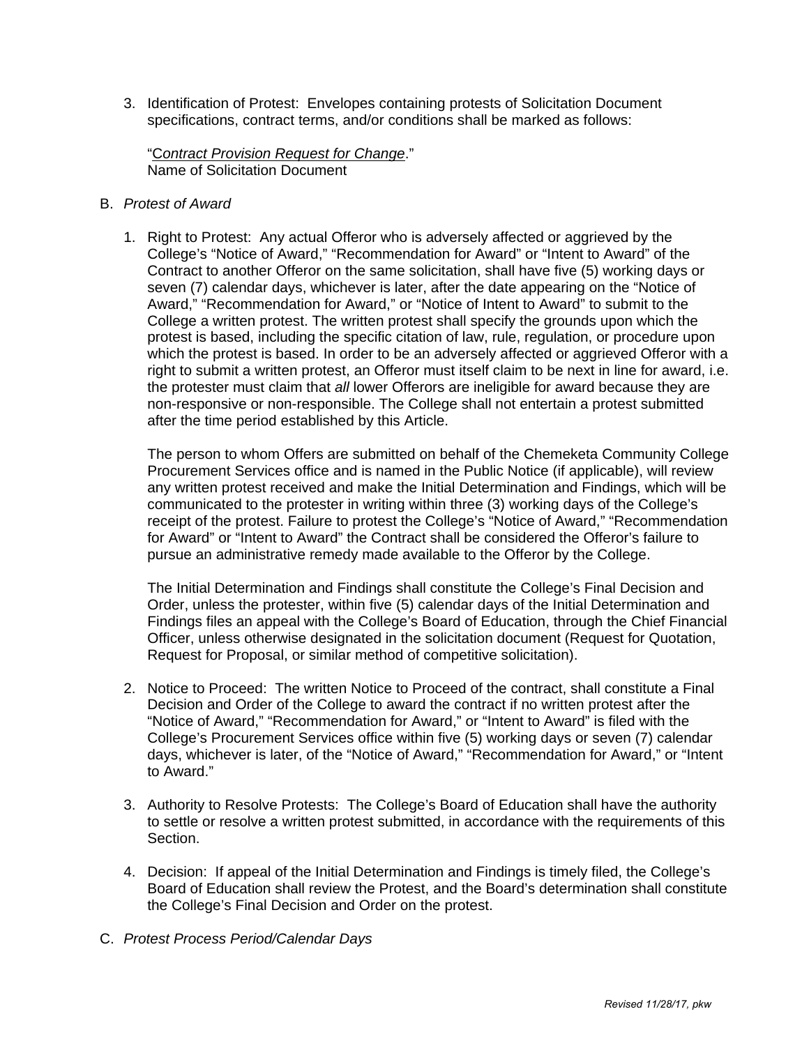3. Identification of Protest: Envelopes containing protests of Solicitation Document specifications, contract terms, and/or conditions shall be marked as follows:

   "*Contract Provision Request for Change*."
   Name of Solicitation Document

B. *Protest of Award*

1. Right to Protest: Any actual Offeror who is adversely affected or aggrieved by the College's "Notice of Award," "Recommendation for Award" or "Intent to Award" of the Contract to another Offeror on the same solicitation, shall have five (5) working days or seven (7) calendar days, whichever is later, after the date appearing on the "Notice of Award," "Recommendation for Award," or "Notice of Intent to Award" to submit to the College a written protest. The written protest shall specify the grounds upon which the protest is based, including the specific citation of law, rule, regulation, or procedure upon which the protest is based. In order to be an adversely affected or aggrieved Offeror with a right to submit a written protest, an Offeror must itself claim to be next in line for award, i.e. the protester must claim that *all* lower Offerors are ineligible for award because they are non-responsive or non-responsible. The College shall not entertain a protest submitted after the time period established by this Article.

   The person to whom Offers are submitted on behalf of the Chemeketa Community College Procurement Services office and is named in the Public Notice (if applicable), will review any written protest received and make the Initial Determination and Findings, which will be communicated to the protester in writing within three (3) working days of the College's receipt of the protest. Failure to protest the College's "Notice of Award," "Recommendation for Award" or "Intent to Award" the Contract shall be considered the Offeror's failure to pursue an administrative remedy made available to the Offeror by the College.

   The Initial Determination and Findings shall constitute the College's Final Decision and Order, unless the protester, within five (5) calendar days of the Initial Determination and Findings files an appeal with the College's Board of Education, through the Chief Financial Officer, unless otherwise designated in the solicitation document (Request for Quotation, Request for Proposal, or similar method of competitive solicitation).

2. Notice to Proceed: The written Notice to Proceed of the contract, shall constitute a Final Decision and Order of the College to award the contract if no written protest after the "Notice of Award," "Recommendation for Award," or "Intent to Award" is filed with the College's Procurement Services office within five (5) working days or seven (7) calendar days, whichever is later, of the "Notice of Award," "Recommendation for Award," or "Intent to Award."

3. Authority to Resolve Protests: The College's Board of Education shall have the authority to settle or resolve a written protest submitted, in accordance with the requirements of this Section.

4. Decision: If appeal of the Initial Determination and Findings is timely filed, the College's Board of Education shall review the Protest, and the Board's determination shall constitute the College's Final Decision and Order on the protest.

C. *Protest Process Period/Calendar Days*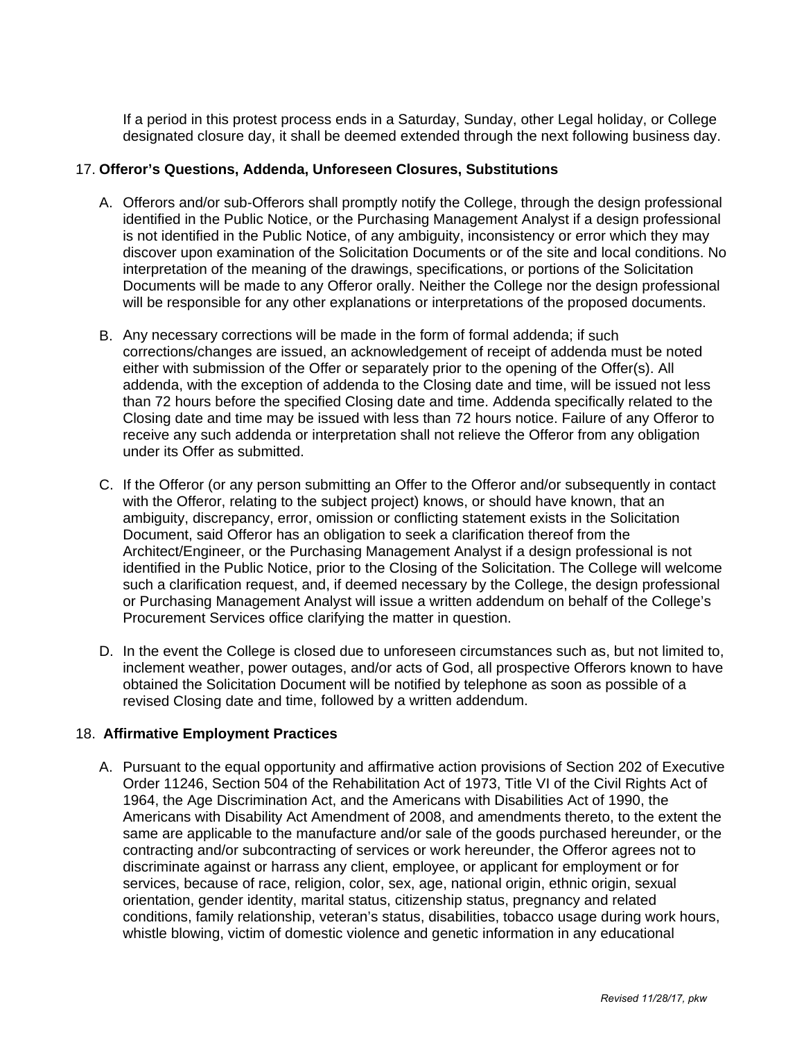If a period in this protest process ends in a Saturday, Sunday, other Legal holiday, or College designated closure day, it shall be deemed extended through the next following business day.

17. **Offeror's Questions, Addenda, Unforeseen Closures, Substitutions**

A. Offerors and/or sub-Offerors shall promptly notify the College, through the design professional identified in the Public Notice, or the Purchasing Management Analyst if a design professional is not identified in the Public Notice, of any ambiguity, inconsistency or error which they may discover upon examination of the Solicitation Documents or of the site and local conditions. No interpretation of the meaning of the drawings, specifications, or portions of the Solicitation Documents will be made to any Offeror orally. Neither the College nor the design professional will be responsible for any other explanations or interpretations of the proposed documents.

B. Any necessary corrections will be made in the form of formal addenda; if such corrections/changes are issued, an acknowledgement of receipt of addenda must be noted either with submission of the Offer or separately prior to the opening of the Offer(s). All addenda, with the exception of addenda to the Closing date and time, will be issued not less than 72 hours before the specified Closing date and time. Addenda specifically related to the Closing date and time may be issued with less than 72 hours notice. Failure of any Offeror to receive any such addenda or interpretation shall not relieve the Offeror from any obligation under its Offer as submitted.

C. If the Offeror (or any person submitting an Offer to the Offeror and/or subsequently in contact with the Offeror, relating to the subject project) knows, or should have known, that an ambiguity, discrepancy, error, omission or conflicting statement exists in the Solicitation Document, said Offeror has an obligation to seek a clarification thereof from the Architect/Engineer, or the Purchasing Management Analyst if a design professional is not identified in the Public Notice, prior to the Closing of the Solicitation. The College will welcome such a clarification request, and, if deemed necessary by the College, the design professional or Purchasing Management Analyst will issue a written addendum on behalf of the College's Procurement Services office clarifying the matter in question.

D. In the event the College is closed due to unforeseen circumstances such as, but not limited to, inclement weather, power outages, and/or acts of God, all prospective Offerors known to have obtained the Solicitation Document will be notified by telephone as soon as possible of a revised Closing date and time, followed by a written addendum.

18. **Affirmative Employment Practices**

A. Pursuant to the equal opportunity and affirmative action provisions of Section 202 of Executive Order 11246, Section 504 of the Rehabilitation Act of 1973, Title VI of the Civil Rights Act of 1964, the Age Discrimination Act, and the Americans with Disabilities Act of 1990, the Americans with Disability Act Amendment of 2008, and amendments thereto, to the extent the same are applicable to the manufacture and/or sale of the goods purchased hereunder, or the contracting and/or subcontracting of services or work hereunder, the Offeror agrees not to discriminate against or harrass any client, employee, or applicant for employment or for services, because of race, religion, color, sex, age, national origin, ethnic origin, sexual orientation, gender identity, marital status, citizenship status, pregnancy and related conditions, family relationship, veteran's status, disabilities, tobacco usage during work hours, whistle blowing, victim of domestic violence and genetic information in any educational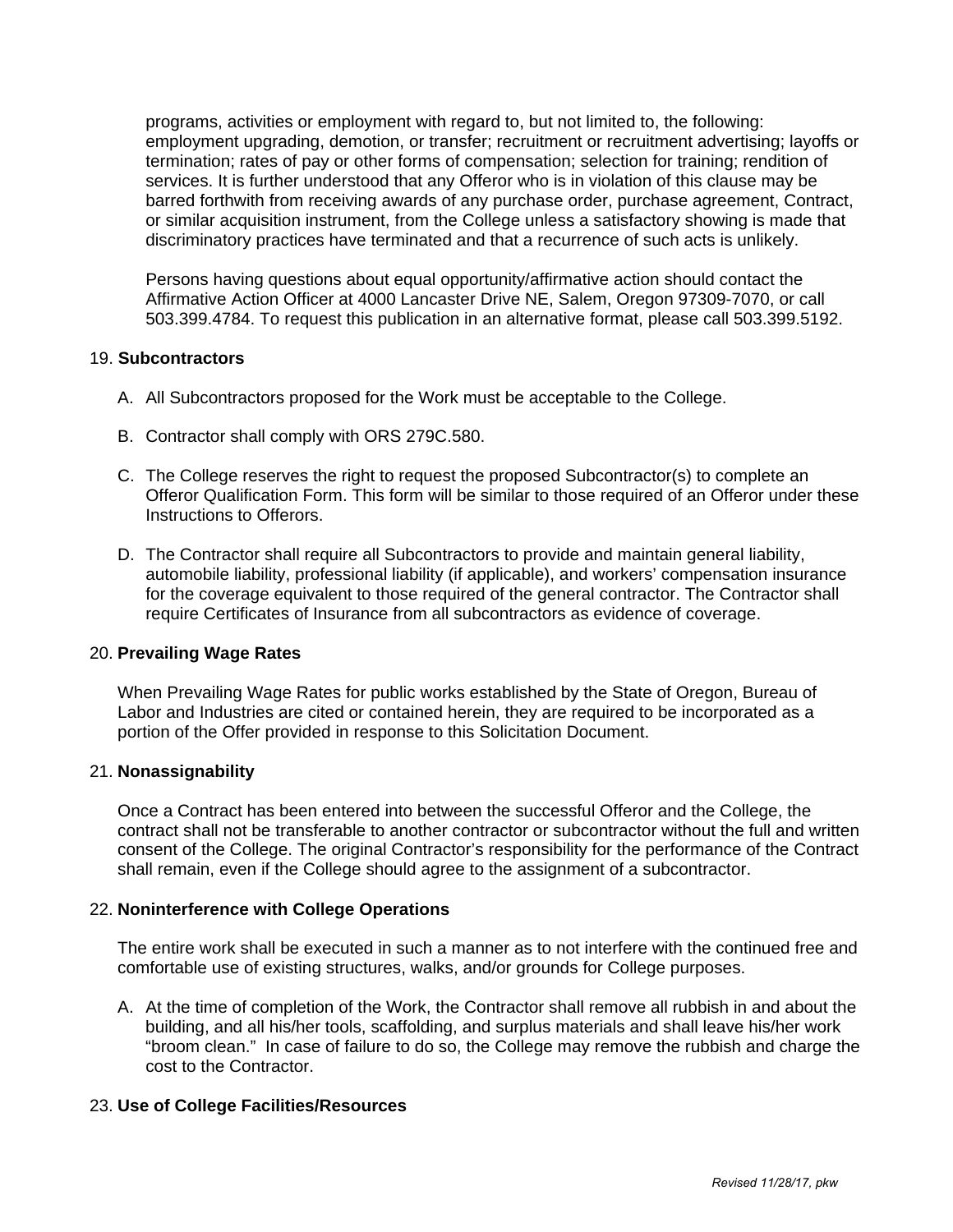programs, activities or employment with regard to, but not limited to, the following: employment upgrading, demotion, or transfer; recruitment or recruitment advertising; layoffs or termination; rates of pay or other forms of compensation; selection for training; rendition of services. It is further understood that any Offeror who is in violation of this clause may be barred forthwith from receiving awards of any purchase order, purchase agreement, Contract, or similar acquisition instrument, from the College unless a satisfactory showing is made that discriminatory practices have terminated and that a recurrence of such acts is unlikely.

Persons having questions about equal opportunity/affirmative action should contact the Affirmative Action Officer at 4000 Lancaster Drive NE, Salem, Oregon 97309-7070, or call 503.399.4784. To request this publication in an alternative format, please call 503.399.5192.

19. **Subcontractors**

A. All Subcontractors proposed for the Work must be acceptable to the College.

B. Contractor shall comply with ORS 279C.580.

C. The College reserves the right to request the proposed Subcontractor(s) to complete an Offeror Qualification Form. This form will be similar to those required of an Offeror under these Instructions to Offerors.

D. The Contractor shall require all Subcontractors to provide and maintain general liability, automobile liability, professional liability (if applicable), and workers' compensation insurance for the coverage equivalent to those required of the general contractor. The Contractor shall require Certificates of Insurance from all subcontractors as evidence of coverage.

20. **Prevailing Wage Rates**

When Prevailing Wage Rates for public works established by the State of Oregon, Bureau of Labor and Industries are cited or contained herein, they are required to be incorporated as a portion of the Offer provided in response to this Solicitation Document.

21. **Nonassignability**

Once a Contract has been entered into between the successful Offeror and the College, the contract shall not be transferable to another contractor or subcontractor without the full and written consent of the College. The original Contractor's responsibility for the performance of the Contract shall remain, even if the College should agree to the assignment of a subcontractor.

22. **Noninterference with College Operations**

The entire work shall be executed in such a manner as to not interfere with the continued free and comfortable use of existing structures, walks, and/or grounds for College purposes.

A. At the time of completion of the Work, the Contractor shall remove all rubbish in and about the building, and all his/her tools, scaffolding, and surplus materials and shall leave his/her work "broom clean." In case of failure to do so, the College may remove the rubbish and charge the cost to the Contractor.

23. **Use of College Facilities/Resources**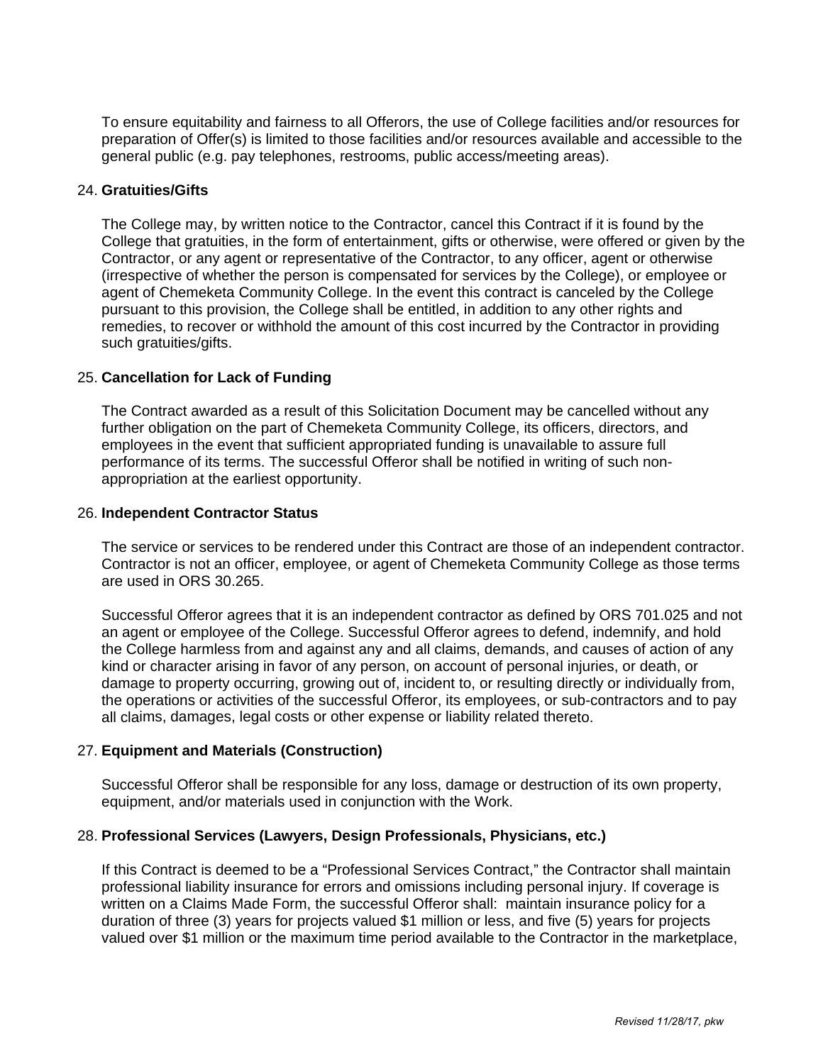To ensure equitability and fairness to all Offerors, the use of College facilities and/or resources for preparation of Offer(s) is limited to those facilities and/or resources available and accessible to the general public (e.g. pay telephones, restrooms, public access/meeting areas).

24. **Gratuities/Gifts**

The College may, by written notice to the Contractor, cancel this Contract if it is found by the College that gratuities, in the form of entertainment, gifts or otherwise, were offered or given by the Contractor, or any agent or representative of the Contractor, to any officer, agent or otherwise (irrespective of whether the person is compensated for services by the College), or employee or agent of Chemeketa Community College. In the event this contract is canceled by the College pursuant to this provision, the College shall be entitled, in addition to any other rights and remedies, to recover or withhold the amount of this cost incurred by the Contractor in providing such gratuities/gifts.

25. **Cancellation for Lack of Funding**

The Contract awarded as a result of this Solicitation Document may be cancelled without any further obligation on the part of Chemeketa Community College, its officers, directors, and employees in the event that sufficient appropriated funding is unavailable to assure full performance of its terms. The successful Offeror shall be notified in writing of such non-appropriation at the earliest opportunity.

26. **Independent Contractor Status**

The service or services to be rendered under this Contract are those of an independent contractor. Contractor is not an officer, employee, or agent of Chemeketa Community College as those terms are used in ORS 30.265.

Successful Offeror agrees that it is an independent contractor as defined by ORS 701.025 and not an agent or employee of the College. Successful Offeror agrees to defend, indemnify, and hold the College harmless from and against any and all claims, demands, and causes of action of any kind or character arising in favor of any person, on account of personal injuries, or death, or damage to property occurring, growing out of, incident to, or resulting directly or individually from, the operations or activities of the successful Offeror, its employees, or sub-contractors and to pay all claims, damages, legal costs or other expense or liability related thereto.

27. **Equipment and Materials (Construction)**

Successful Offeror shall be responsible for any loss, damage or destruction of its own property, equipment, and/or materials used in conjunction with the Work.

28. **Professional Services (Lawyers, Design Professionals, Physicians, etc.)**

If this Contract is deemed to be a "Professional Services Contract," the Contractor shall maintain professional liability insurance for errors and omissions including personal injury. If coverage is written on a Claims Made Form, the successful Offeror shall: maintain insurance policy for a duration of three (3) years for projects valued $1 million or less, and five (5) years for projects valued over $1 million or the maximum time period available to the Contractor in the marketplace,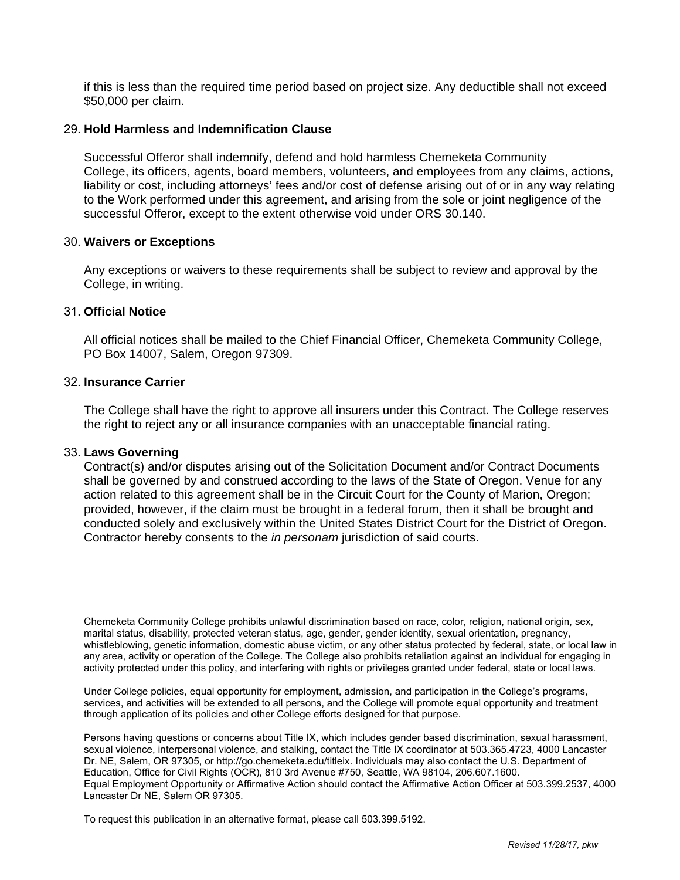if this is less than the required time period based on project size. Any deductible shall not exceed $50,000 per claim.

29. **Hold Harmless and Indemnification Clause**

    Successful Offeror shall indemnify, defend and hold harmless Chemeketa Community College, its officers, agents, board members, volunteers, and employees from any claims, actions, liability or cost, including attorneys' fees and/or cost of defense arising out of or in any way relating to the Work performed under this agreement, and arising from the sole or joint negligence of the successful Offeror, except to the extent otherwise void under ORS 30.140.

30. **Waivers or Exceptions**

    Any exceptions or waivers to these requirements shall be subject to review and approval by the College, in writing.

31. **Official Notice**

    All official notices shall be mailed to the Chief Financial Officer, Chemeketa Community College, PO Box 14007, Salem, Oregon 97309.

32. **Insurance Carrier**

    The College shall have the right to approve all insurers under this Contract. The College reserves the right to reject any or all insurance companies with an unacceptable financial rating.

33. **Laws Governing**
    Contract(s) and/or disputes arising out of the Solicitation Document and/or Contract Documents shall be governed by and construed according to the laws of the State of Oregon. Venue for any action related to this agreement shall be in the Circuit Court for the County of Marion, Oregon; provided, however, if the claim must be brought in a federal forum, then it shall be brought and conducted solely and exclusively within the United States District Court for the District of Oregon. Contractor hereby consents to the *in personam* jurisdiction of said courts.

Chemeketa Community College prohibits unlawful discrimination based on race, color, religion, national origin, sex, marital status, disability, protected veteran status, age, gender, gender identity, sexual orientation, pregnancy, whistleblowing, genetic information, domestic abuse victim, or any other status protected by federal, state, or local law in any area, activity or operation of the College. The College also prohibits retaliation against an individual for engaging in activity protected under this policy, and interfering with rights or privileges granted under federal, state or local laws.

Under College policies, equal opportunity for employment, admission, and participation in the College's programs, services, and activities will be extended to all persons, and the College will promote equal opportunity and treatment through application of its policies and other College efforts designed for that purpose.

Persons having questions or concerns about Title IX, which includes gender based discrimination, sexual harassment, sexual violence, interpersonal violence, and stalking, contact the Title IX coordinator at 503.365.4723, 4000 Lancaster Dr. NE, Salem, OR 97305, or http://go.chemeketa.edu/titleix. Individuals may also contact the U.S. Department of Education, Office for Civil Rights (OCR), 810 3rd Avenue #750, Seattle, WA 98104, 206.607.1600.
Equal Employment Opportunity or Affirmative Action should contact the Affirmative Action Officer at 503.399.2537, 4000 Lancaster Dr NE, Salem OR 97305.

To request this publication in an alternative format, please call 503.399.5192.

*Revised 11/28/17, pkw*